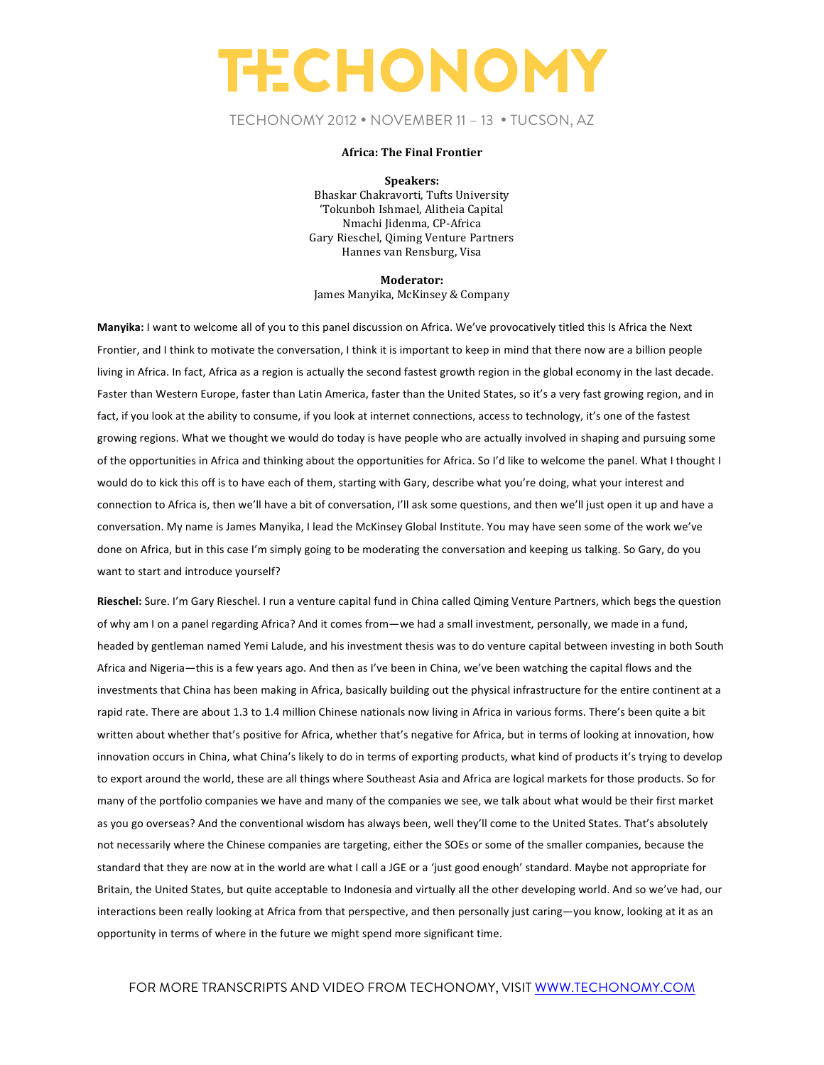# TECHONOMY

TECHONOMY 2012 • NOVEMBER 11 – 13 • TUCSON, AZ

**Africa: The Final Frontier**

**Speakers:**
Bhaskar Chakravorti, Tufts University
'Tokunboh Ishmael, Alitheia Capital
Nmachi Jidenma, CP-Africa
Gary Rieschel, Qiming Venture Partners
Hannes van Rensburg, Visa

**Moderator:**
James Manyika, McKinsey & Company

**Manyika:** I want to welcome all of you to this panel discussion on Africa. We've provocatively titled this Is Africa the Next Frontier, and I think to motivate the conversation, I think it is important to keep in mind that there now are a billion people living in Africa. In fact, Africa as a region is actually the second fastest growth region in the global economy in the last decade. Faster than Western Europe, faster than Latin America, faster than the United States, so it's a very fast growing region, and in fact, if you look at the ability to consume, if you look at internet connections, access to technology, it's one of the fastest growing regions. What we thought we would do today is have people who are actually involved in shaping and pursuing some of the opportunities in Africa and thinking about the opportunities for Africa. So I'd like to welcome the panel. What I thought I would do to kick this off is to have each of them, starting with Gary, describe what you're doing, what your interest and connection to Africa is, then we'll have a bit of conversation, I'll ask some questions, and then we'll just open it up and have a conversation. My name is James Manyika, I lead the McKinsey Global Institute. You may have seen some of the work we've done on Africa, but in this case I'm simply going to be moderating the conversation and keeping us talking. So Gary, do you want to start and introduce yourself?

**Rieschel:** Sure. I'm Gary Rieschel. I run a venture capital fund in China called Qiming Venture Partners, which begs the question of why am I on a panel regarding Africa? And it comes from—we had a small investment, personally, we made in a fund, headed by gentleman named Yemi Lalude, and his investment thesis was to do venture capital between investing in both South Africa and Nigeria—this is a few years ago. And then as I've been in China, we've been watching the capital flows and the investments that China has been making in Africa, basically building out the physical infrastructure for the entire continent at a rapid rate. There are about 1.3 to 1.4 million Chinese nationals now living in Africa in various forms. There's been quite a bit written about whether that's positive for Africa, whether that's negative for Africa, but in terms of looking at innovation, how innovation occurs in China, what China's likely to do in terms of exporting products, what kind of products it's trying to develop to export around the world, these are all things where Southeast Asia and Africa are logical markets for those products. So for many of the portfolio companies we have and many of the companies we see, we talk about what would be their first market as you go overseas? And the conventional wisdom has always been, well they'll come to the United States. That's absolutely not necessarily where the Chinese companies are targeting, either the SOEs or some of the smaller companies, because the standard that they are now at in the world are what I call a JGE or a 'just good enough' standard. Maybe not appropriate for Britain, the United States, but quite acceptable to Indonesia and virtually all the other developing world. And so we've had, our interactions been really looking at Africa from that perspective, and then personally just caring—you know, looking at it as an opportunity in terms of where in the future we might spend more significant time.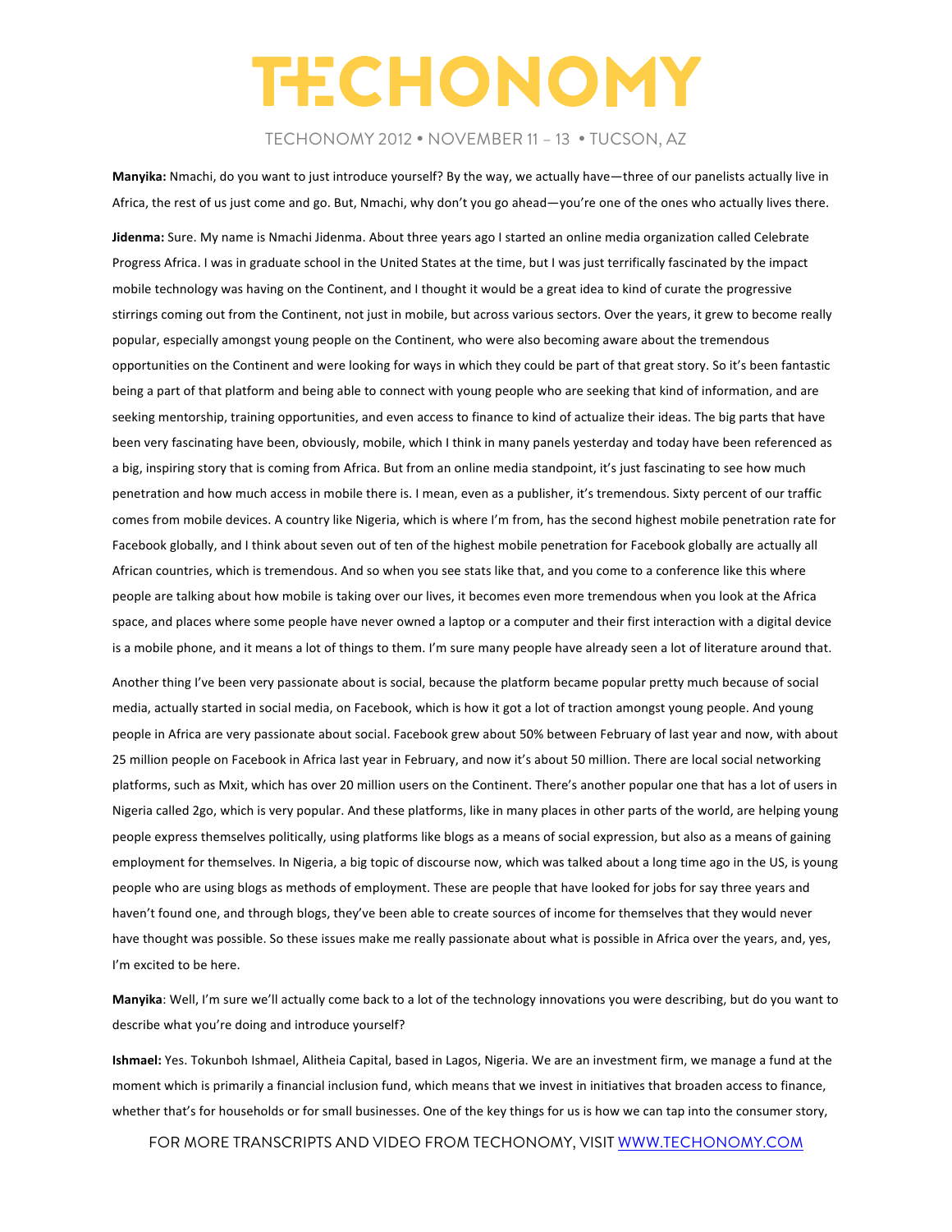**Manyika:** Nmachi, do you want to just introduce yourself? By the way, we actually have—three of our panelists actually live in Africa, the rest of us just come and go. But, Nmachi, why don't you go ahead—you're one of the ones who actually lives there.

**Jidenma:** Sure. My name is Nmachi Jidenma. About three years ago I started an online media organization called Celebrate Progress Africa. I was in graduate school in the United States at the time, but I was just terrifically fascinated by the impact mobile technology was having on the Continent, and I thought it would be a great idea to kind of curate the progressive stirrings coming out from the Continent, not just in mobile, but across various sectors. Over the years, it grew to become really popular, especially amongst young people on the Continent, who were also becoming aware about the tremendous opportunities on the Continent and were looking for ways in which they could be part of that great story. So it's been fantastic being a part of that platform and being able to connect with young people who are seeking that kind of information, and are seeking mentorship, training opportunities, and even access to finance to kind of actualize their ideas. The big parts that have been very fascinating have been, obviously, mobile, which I think in many panels yesterday and today have been referenced as a big, inspiring story that is coming from Africa. But from an online media standpoint, it's just fascinating to see how much penetration and how much access in mobile there is. I mean, even as a publisher, it's tremendous. Sixty percent of our traffic comes from mobile devices. A country like Nigeria, which is where I'm from, has the second highest mobile penetration rate for Facebook globally, and I think about seven out of ten of the highest mobile penetration for Facebook globally are actually all African countries, which is tremendous. And so when you see stats like that, and you come to a conference like this where people are talking about how mobile is taking over our lives, it becomes even more tremendous when you look at the Africa space, and places where some people have never owned a laptop or a computer and their first interaction with a digital device is a mobile phone, and it means a lot of things to them. I'm sure many people have already seen a lot of literature around that.

Another thing I've been very passionate about is social, because the platform became popular pretty much because of social media, actually started in social media, on Facebook, which is how it got a lot of traction amongst young people. And young people in Africa are very passionate about social. Facebook grew about 50% between February of last year and now, with about 25 million people on Facebook in Africa last year in February, and now it's about 50 million. There are local social networking platforms, such as Mxit, which has over 20 million users on the Continent. There's another popular one that has a lot of users in Nigeria called 2go, which is very popular. And these platforms, like in many places in other parts of the world, are helping young people express themselves politically, using platforms like blogs as a means of social expression, but also as a means of gaining employment for themselves. In Nigeria, a big topic of discourse now, which was talked about a long time ago in the US, is young people who are using blogs as methods of employment. These are people that have looked for jobs for say three years and haven't found one, and through blogs, they've been able to create sources of income for themselves that they would never have thought was possible. So these issues make me really passionate about what is possible in Africa over the years, and, yes, I'm excited to be here.

**Manyika**: Well, I'm sure we'll actually come back to a lot of the technology innovations you were describing, but do you want to describe what you're doing and introduce yourself?

**Ishmael:** Yes. Tokunboh Ishmael, Alitheia Capital, based in Lagos, Nigeria. We are an investment firm, we manage a fund at the moment which is primarily a financial inclusion fund, which means that we invest in initiatives that broaden access to finance, whether that's for households or for small businesses. One of the key things for us is how we can tap into the consumer story,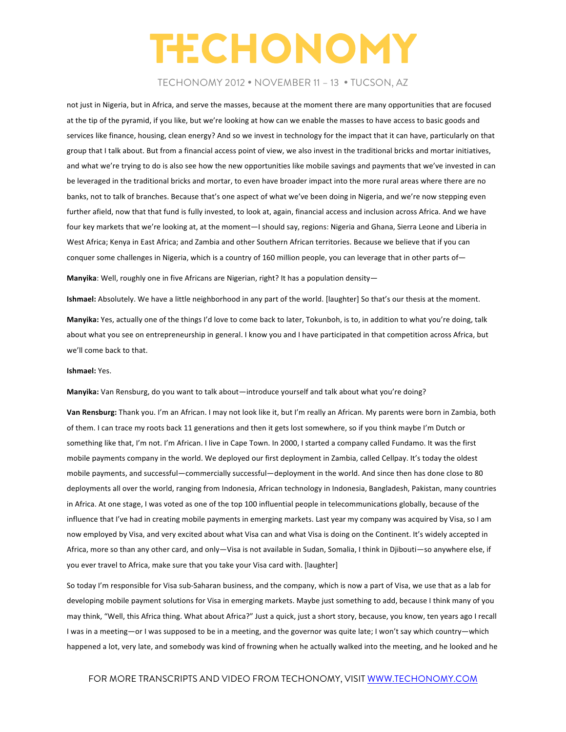not just in Nigeria, but in Africa, and serve the masses, because at the moment there are many opportunities that are focused at the tip of the pyramid, if you like, but we're looking at how can we enable the masses to have access to basic goods and services like finance, housing, clean energy? And so we invest in technology for the impact that it can have, particularly on that group that I talk about. But from a financial access point of view, we also invest in the traditional bricks and mortar initiatives, and what we're trying to do is also see how the new opportunities like mobile savings and payments that we've invested in can be leveraged in the traditional bricks and mortar, to even have broader impact into the more rural areas where there are no banks, not to talk of branches. Because that's one aspect of what we've been doing in Nigeria, and we're now stepping even further afield, now that that fund is fully invested, to look at, again, financial access and inclusion across Africa. And we have four key markets that we're looking at, at the moment—I should say, regions: Nigeria and Ghana, Sierra Leone and Liberia in West Africa; Kenya in East Africa; and Zambia and other Southern African territories. Because we believe that if you can conquer some challenges in Nigeria, which is a country of 160 million people, you can leverage that in other parts of—

**Manyika**: Well, roughly one in five Africans are Nigerian, right? It has a population density—

**Ishmael:** Absolutely. We have a little neighborhood in any part of the world. [laughter] So that's our thesis at the moment.

**Manyika:** Yes, actually one of the things I'd love to come back to later, Tokunboh, is to, in addition to what you're doing, talk about what you see on entrepreneurship in general. I know you and I have participated in that competition across Africa, but we'll come back to that.

**Ishmael:** Yes.

**Manyika:** Van Rensburg, do you want to talk about—introduce yourself and talk about what you're doing?

**Van Rensburg:** Thank you. I'm an African. I may not look like it, but I'm really an African. My parents were born in Zambia, both of them. I can trace my roots back 11 generations and then it gets lost somewhere, so if you think maybe I'm Dutch or something like that, I'm not. I'm African. I live in Cape Town. In 2000, I started a company called Fundamo. It was the first mobile payments company in the world. We deployed our first deployment in Zambia, called Cellpay. It's today the oldest mobile payments, and successful—commercially successful—deployment in the world. And since then has done close to 80 deployments all over the world, ranging from Indonesia, African technology in Indonesia, Bangladesh, Pakistan, many countries in Africa. At one stage, I was voted as one of the top 100 influential people in telecommunications globally, because of the influence that I've had in creating mobile payments in emerging markets. Last year my company was acquired by Visa, so I am now employed by Visa, and very excited about what Visa can and what Visa is doing on the Continent. It's widely accepted in Africa, more so than any other card, and only—Visa is not available in Sudan, Somalia, I think in Djibouti—so anywhere else, if you ever travel to Africa, make sure that you take your Visa card with. [laughter]

So today I'm responsible for Visa sub-Saharan business, and the company, which is now a part of Visa, we use that as a lab for developing mobile payment solutions for Visa in emerging markets. Maybe just something to add, because I think many of you may think, "Well, this Africa thing. What about Africa?" Just a quick, just a short story, because, you know, ten years ago I recall I was in a meeting—or I was supposed to be in a meeting, and the governor was quite late; I won't say which country—which happened a lot, very late, and somebody was kind of frowning when he actually walked into the meeting, and he looked and he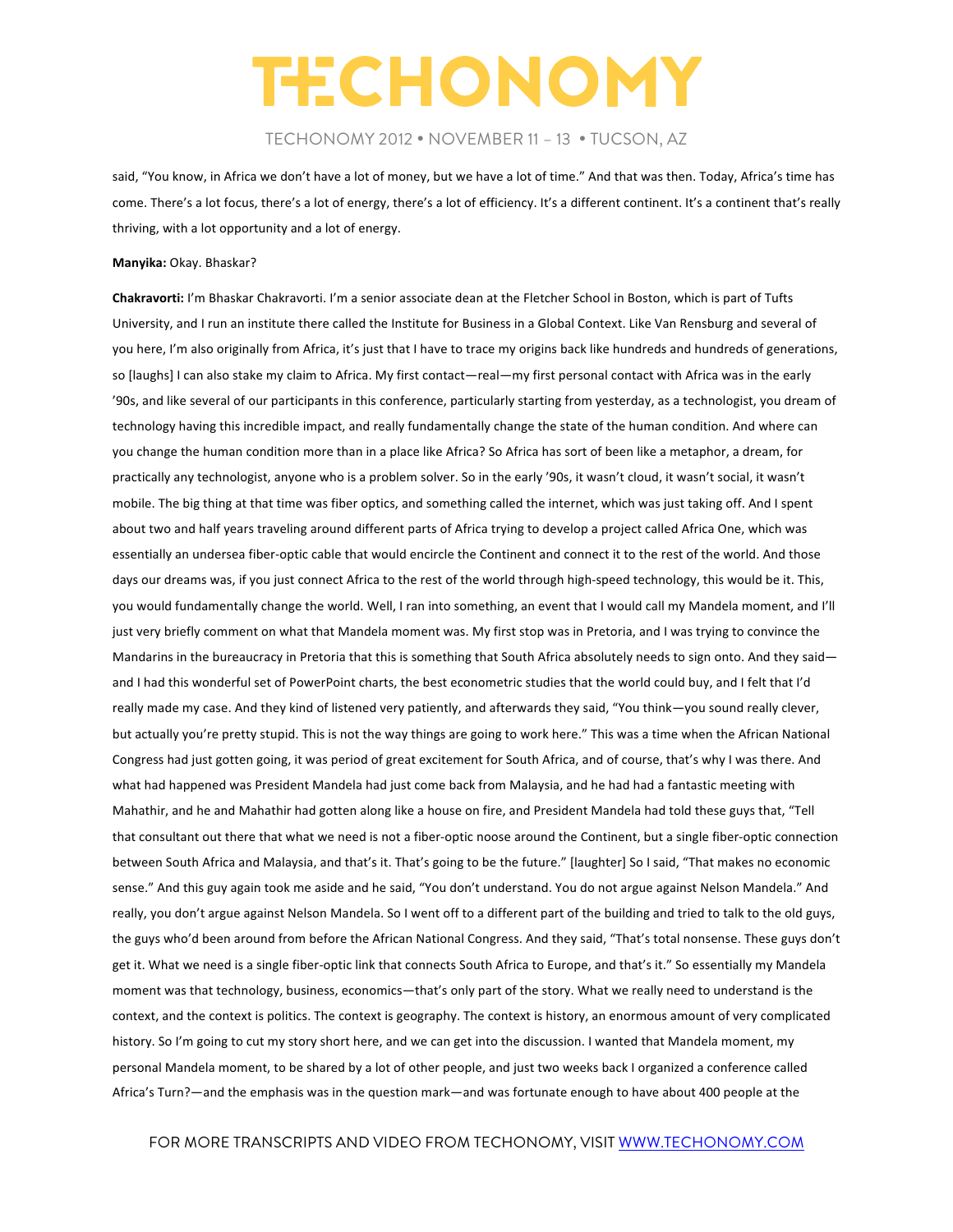said, "You know, in Africa we don't have a lot of money, but we have a lot of time." And that was then. Today, Africa's time has come. There's a lot focus, there's a lot of energy, there's a lot of efficiency. It's a different continent. It's a continent that's really thriving, with a lot opportunity and a lot of energy.

**Manyika:** Okay. Bhaskar?

**Chakravorti:** I'm Bhaskar Chakravorti. I'm a senior associate dean at the Fletcher School in Boston, which is part of Tufts University, and I run an institute there called the Institute for Business in a Global Context. Like Van Rensburg and several of you here, I'm also originally from Africa, it's just that I have to trace my origins back like hundreds and hundreds of generations, so [laughs] I can also stake my claim to Africa. My first contact—real—my first personal contact with Africa was in the early '90s, and like several of our participants in this conference, particularly starting from yesterday, as a technologist, you dream of technology having this incredible impact, and really fundamentally change the state of the human condition. And where can you change the human condition more than in a place like Africa? So Africa has sort of been like a metaphor, a dream, for practically any technologist, anyone who is a problem solver. So in the early '90s, it wasn't cloud, it wasn't social, it wasn't mobile. The big thing at that time was fiber optics, and something called the internet, which was just taking off. And I spent about two and half years traveling around different parts of Africa trying to develop a project called Africa One, which was essentially an undersea fiber-optic cable that would encircle the Continent and connect it to the rest of the world. And those days our dreams was, if you just connect Africa to the rest of the world through high-speed technology, this would be it. This, you would fundamentally change the world. Well, I ran into something, an event that I would call my Mandela moment, and I'll just very briefly comment on what that Mandela moment was. My first stop was in Pretoria, and I was trying to convince the Mandarins in the bureaucracy in Pretoria that this is something that South Africa absolutely needs to sign onto. And they said—and I had this wonderful set of PowerPoint charts, the best econometric studies that the world could buy, and I felt that I'd really made my case. And they kind of listened very patiently, and afterwards they said, "You think—you sound really clever, but actually you're pretty stupid. This is not the way things are going to work here." This was a time when the African National Congress had just gotten going, it was period of great excitement for South Africa, and of course, that's why I was there. And what had happened was President Mandela had just come back from Malaysia, and he had had a fantastic meeting with Mahathir, and he and Mahathir had gotten along like a house on fire, and President Mandela had told these guys that, "Tell that consultant out there that what we need is not a fiber-optic noose around the Continent, but a single fiber-optic connection between South Africa and Malaysia, and that's it. That's going to be the future." [laughter] So I said, "That makes no economic sense." And this guy again took me aside and he said, "You don't understand. You do not argue against Nelson Mandela." And really, you don't argue against Nelson Mandela. So I went off to a different part of the building and tried to talk to the old guys, the guys who'd been around from before the African National Congress. And they said, "That's total nonsense. These guys don't get it. What we need is a single fiber-optic link that connects South Africa to Europe, and that's it." So essentially my Mandela moment was that technology, business, economics—that's only part of the story. What we really need to understand is the context, and the context is politics. The context is geography. The context is history, an enormous amount of very complicated history. So I'm going to cut my story short here, and we can get into the discussion. I wanted that Mandela moment, my personal Mandela moment, to be shared by a lot of other people, and just two weeks back I organized a conference called Africa's Turn?—and the emphasis was in the question mark—and was fortunate enough to have about 400 people at the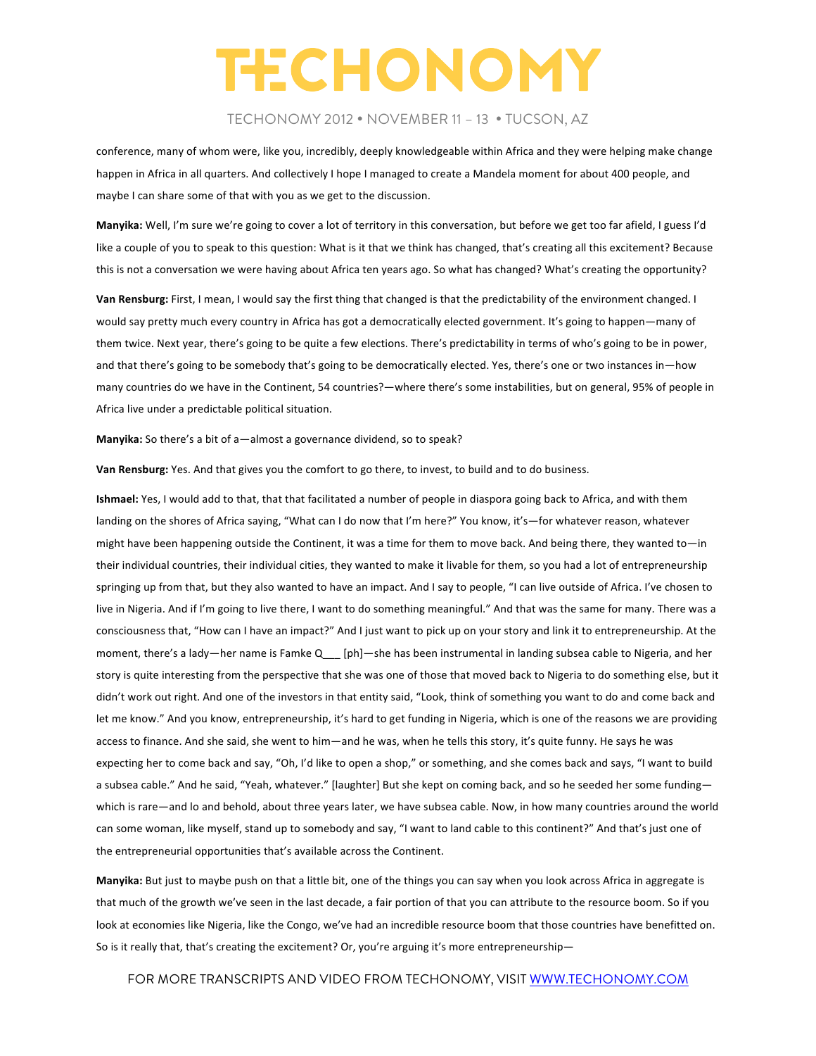conference, many of whom were, like you, incredibly, deeply knowledgeable within Africa and they were helping make change happen in Africa in all quarters. And collectively I hope I managed to create a Mandela moment for about 400 people, and maybe I can share some of that with you as we get to the discussion.

**Manyika:** Well, I'm sure we're going to cover a lot of territory in this conversation, but before we get too far afield, I guess I'd like a couple of you to speak to this question: What is it that we think has changed, that's creating all this excitement? Because this is not a conversation we were having about Africa ten years ago. So what has changed? What's creating the opportunity?

**Van Rensburg:** First, I mean, I would say the first thing that changed is that the predictability of the environment changed. I would say pretty much every country in Africa has got a democratically elected government. It's going to happen—many of them twice. Next year, there's going to be quite a few elections. There's predictability in terms of who's going to be in power, and that there's going to be somebody that's going to be democratically elected. Yes, there's one or two instances in—how many countries do we have in the Continent, 54 countries?—where there's some instabilities, but on general, 95% of people in Africa live under a predictable political situation.

**Manyika:** So there's a bit of a—almost a governance dividend, so to speak?

**Van Rensburg:** Yes. And that gives you the comfort to go there, to invest, to build and to do business.

**Ishmael:** Yes, I would add to that, that that facilitated a number of people in diaspora going back to Africa, and with them landing on the shores of Africa saying, "What can I do now that I'm here?" You know, it's—for whatever reason, whatever might have been happening outside the Continent, it was a time for them to move back. And being there, they wanted to—in their individual countries, their individual cities, they wanted to make it livable for them, so you had a lot of entrepreneurship springing up from that, but they also wanted to have an impact. And I say to people, "I can live outside of Africa. I've chosen to live in Nigeria. And if I'm going to live there, I want to do something meaningful." And that was the same for many. There was a consciousness that, "How can I have an impact?" And I just want to pick up on your story and link it to entrepreneurship. At the moment, there's a lady—her name is Famke Q___ [ph]—she has been instrumental in landing subsea cable to Nigeria, and her story is quite interesting from the perspective that she was one of those that moved back to Nigeria to do something else, but it didn't work out right. And one of the investors in that entity said, "Look, think of something you want to do and come back and let me know." And you know, entrepreneurship, it's hard to get funding in Nigeria, which is one of the reasons we are providing access to finance. And she said, she went to him—and he was, when he tells this story, it's quite funny. He says he was expecting her to come back and say, "Oh, I'd like to open a shop," or something, and she comes back and says, "I want to build a subsea cable." And he said, "Yeah, whatever." [laughter] But she kept on coming back, and so he seeded her some funding—which is rare—and lo and behold, about three years later, we have subsea cable. Now, in how many countries around the world can some woman, like myself, stand up to somebody and say, "I want to land cable to this continent?" And that's just one of the entrepreneurial opportunities that's available across the Continent.

**Manyika:** But just to maybe push on that a little bit, one of the things you can say when you look across Africa in aggregate is that much of the growth we've seen in the last decade, a fair portion of that you can attribute to the resource boom. So if you look at economies like Nigeria, like the Congo, we've had an incredible resource boom that those countries have benefitted on. So is it really that, that's creating the excitement? Or, you're arguing it's more entrepreneurship—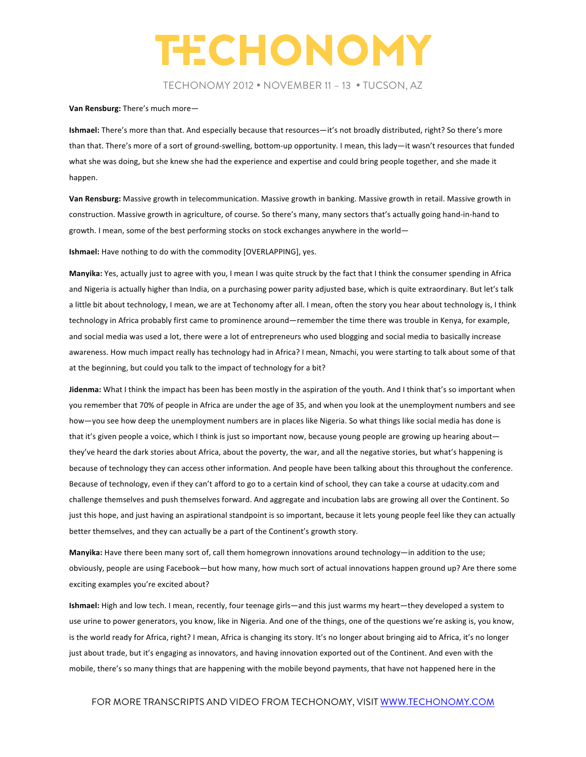**Van Rensburg:** There's much more—

**Ishmael:** There's more than that. And especially because that resources—it's not broadly distributed, right? So there's more than that. There's more of a sort of ground-swelling, bottom-up opportunity. I mean, this lady—it wasn't resources that funded what she was doing, but she knew she had the experience and expertise and could bring people together, and she made it happen.

**Van Rensburg:** Massive growth in telecommunication. Massive growth in banking. Massive growth in retail. Massive growth in construction. Massive growth in agriculture, of course. So there's many, many sectors that's actually going hand-in-hand to growth. I mean, some of the best performing stocks on stock exchanges anywhere in the world—

**Ishmael:** Have nothing to do with the commodity [OVERLAPPING], yes.

**Manyika:** Yes, actually just to agree with you, I mean I was quite struck by the fact that I think the consumer spending in Africa and Nigeria is actually higher than India, on a purchasing power parity adjusted base, which is quite extraordinary. But let's talk a little bit about technology, I mean, we are at Techonomy after all. I mean, often the story you hear about technology is, I think technology in Africa probably first came to prominence around—remember the time there was trouble in Kenya, for example, and social media was used a lot, there were a lot of entrepreneurs who used blogging and social media to basically increase awareness. How much impact really has technology had in Africa? I mean, Nmachi, you were starting to talk about some of that at the beginning, but could you talk to the impact of technology for a bit?

**Jidenma:** What I think the impact has been has been mostly in the aspiration of the youth. And I think that's so important when you remember that 70% of people in Africa are under the age of 35, and when you look at the unemployment numbers and see how—you see how deep the unemployment numbers are in places like Nigeria. So what things like social media has done is that it's given people a voice, which I think is just so important now, because young people are growing up hearing about—they've heard the dark stories about Africa, about the poverty, the war, and all the negative stories, but what's happening is because of technology they can access other information. And people have been talking about this throughout the conference. Because of technology, even if they can't afford to go to a certain kind of school, they can take a course at udacity.com and challenge themselves and push themselves forward. And aggregate and incubation labs are growing all over the Continent. So just this hope, and just having an aspirational standpoint is so important, because it lets young people feel like they can actually better themselves, and they can actually be a part of the Continent's growth story.

**Manyika:** Have there been many sort of, call them homegrown innovations around technology—in addition to the use; obviously, people are using Facebook—but how many, how much sort of actual innovations happen ground up? Are there some exciting examples you're excited about?

**Ishmael:** High and low tech. I mean, recently, four teenage girls—and this just warms my heart—they developed a system to use urine to power generators, you know, like in Nigeria. And one of the things, one of the questions we're asking is, you know, is the world ready for Africa, right? I mean, Africa is changing its story. It's no longer about bringing aid to Africa, it's no longer just about trade, but it's engaging as innovators, and having innovation exported out of the Continent. And even with the mobile, there's so many things that are happening with the mobile beyond payments, that have not happened here in the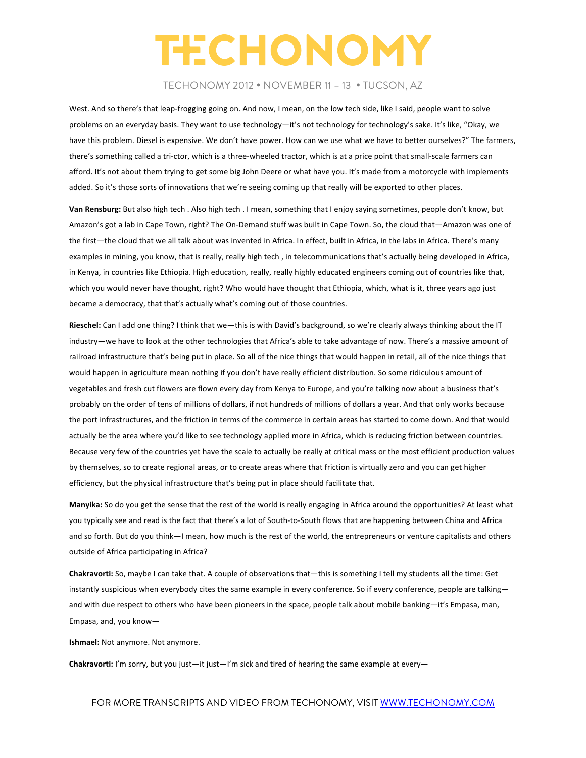West. And so there's that leap-frogging going on. And now, I mean, on the low tech side, like I said, people want to solve problems on an everyday basis. They want to use technology—it's not technology for technology's sake. It's like, "Okay, we have this problem. Diesel is expensive. We don't have power. How can we use what we have to better ourselves?" The farmers, there's something called a tri-ctor, which is a three-wheeled tractor, which is at a price point that small-scale farmers can afford. It's not about them trying to get some big John Deere or what have you. It's made from a motorcycle with implements added. So it's those sorts of innovations that we're seeing coming up that really will be exported to other places.

**Van Rensburg:** But also high tech . Also high tech . I mean, something that I enjoy saying sometimes, people don't know, but Amazon's got a lab in Cape Town, right? The On-Demand stuff was built in Cape Town. So, the cloud that—Amazon was one of the first—the cloud that we all talk about was invented in Africa. In effect, built in Africa, in the labs in Africa. There's many examples in mining, you know, that is really, really high tech , in telecommunications that's actually being developed in Africa, in Kenya, in countries like Ethiopia. High education, really, really highly educated engineers coming out of countries like that, which you would never have thought, right? Who would have thought that Ethiopia, which, what is it, three years ago just became a democracy, that that's actually what's coming out of those countries.

**Rieschel:** Can I add one thing? I think that we—this is with David's background, so we're clearly always thinking about the IT industry—we have to look at the other technologies that Africa's able to take advantage of now. There's a massive amount of railroad infrastructure that's being put in place. So all of the nice things that would happen in retail, all of the nice things that would happen in agriculture mean nothing if you don't have really efficient distribution. So some ridiculous amount of vegetables and fresh cut flowers are flown every day from Kenya to Europe, and you're talking now about a business that's probably on the order of tens of millions of dollars, if not hundreds of millions of dollars a year. And that only works because the port infrastructures, and the friction in terms of the commerce in certain areas has started to come down. And that would actually be the area where you'd like to see technology applied more in Africa, which is reducing friction between countries. Because very few of the countries yet have the scale to actually be really at critical mass or the most efficient production values by themselves, so to create regional areas, or to create areas where that friction is virtually zero and you can get higher efficiency, but the physical infrastructure that's being put in place should facilitate that.

**Manyika:** So do you get the sense that the rest of the world is really engaging in Africa around the opportunities? At least what you typically see and read is the fact that there's a lot of South-to-South flows that are happening between China and Africa and so forth. But do you think—I mean, how much is the rest of the world, the entrepreneurs or venture capitalists and others outside of Africa participating in Africa?

**Chakravorti:** So, maybe I can take that. A couple of observations that—this is something I tell my students all the time: Get instantly suspicious when everybody cites the same example in every conference. So if every conference, people are talking—and with due respect to others who have been pioneers in the space, people talk about mobile banking—it's Empasa, man, Empasa, and, you know—

**Ishmael:** Not anymore. Not anymore.

**Chakravorti:** I'm sorry, but you just—it just—I'm sick and tired of hearing the same example at every—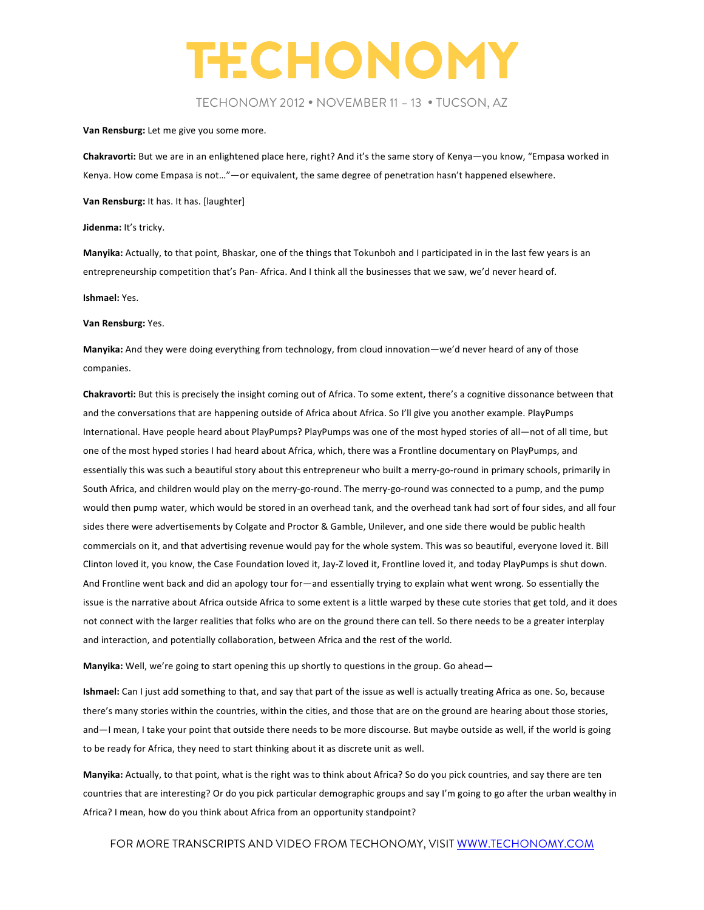**Van Rensburg:** Let me give you some more.

**Chakravorti:** But we are in an enlightened place here, right? And it's the same story of Kenya—you know, "Empasa worked in Kenya. How come Empasa is not…"—or equivalent, the same degree of penetration hasn't happened elsewhere.

**Van Rensburg:** It has. It has. [laughter]

**Jidenma:** It's tricky.

**Manyika:** Actually, to that point, Bhaskar, one of the things that Tokunboh and I participated in in the last few years is an entrepreneurship competition that's Pan- Africa. And I think all the businesses that we saw, we'd never heard of.

**Ishmael:** Yes.

**Van Rensburg:** Yes.

**Manyika:** And they were doing everything from technology, from cloud innovation—we'd never heard of any of those companies.

**Chakravorti:** But this is precisely the insight coming out of Africa. To some extent, there's a cognitive dissonance between that and the conversations that are happening outside of Africa about Africa. So I'll give you another example. PlayPumps International. Have people heard about PlayPumps? PlayPumps was one of the most hyped stories of all—not of all time, but one of the most hyped stories I had heard about Africa, which, there was a Frontline documentary on PlayPumps, and essentially this was such a beautiful story about this entrepreneur who built a merry-go-round in primary schools, primarily in South Africa, and children would play on the merry-go-round. The merry-go-round was connected to a pump, and the pump would then pump water, which would be stored in an overhead tank, and the overhead tank had sort of four sides, and all four sides there were advertisements by Colgate and Proctor & Gamble, Unilever, and one side there would be public health commercials on it, and that advertising revenue would pay for the whole system. This was so beautiful, everyone loved it. Bill Clinton loved it, you know, the Case Foundation loved it, Jay-Z loved it, Frontline loved it, and today PlayPumps is shut down. And Frontline went back and did an apology tour for—and essentially trying to explain what went wrong. So essentially the issue is the narrative about Africa outside Africa to some extent is a little warped by these cute stories that get told, and it does not connect with the larger realities that folks who are on the ground there can tell. So there needs to be a greater interplay and interaction, and potentially collaboration, between Africa and the rest of the world.

**Manyika:** Well, we're going to start opening this up shortly to questions in the group. Go ahead—

**Ishmael:** Can I just add something to that, and say that part of the issue as well is actually treating Africa as one. So, because there's many stories within the countries, within the cities, and those that are on the ground are hearing about those stories, and—I mean, I take your point that outside there needs to be more discourse. But maybe outside as well, if the world is going to be ready for Africa, they need to start thinking about it as discrete unit as well.

**Manyika:** Actually, to that point, what is the right was to think about Africa? So do you pick countries, and say there are ten countries that are interesting? Or do you pick particular demographic groups and say I'm going to go after the urban wealthy in Africa? I mean, how do you think about Africa from an opportunity standpoint?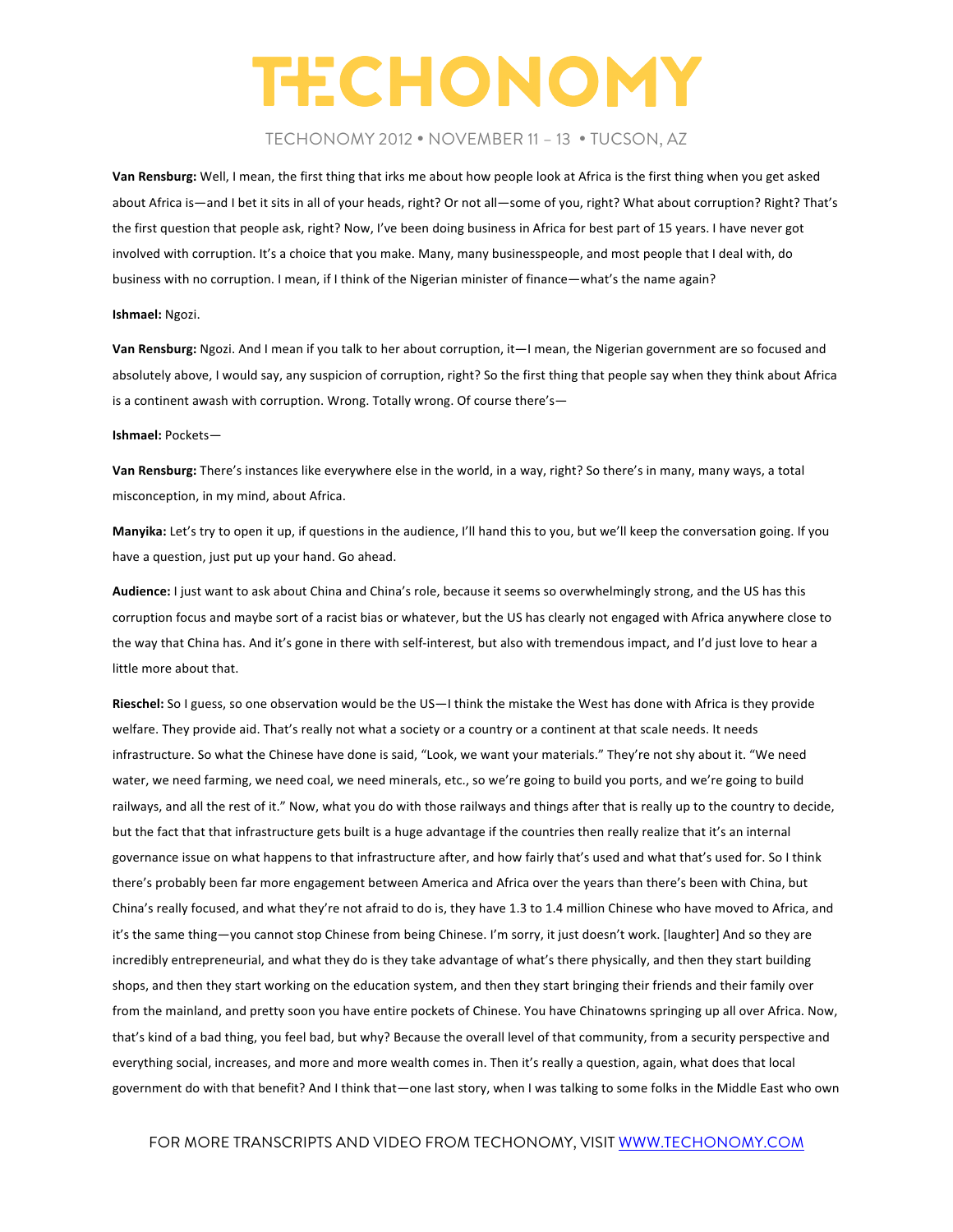**Van Rensburg:** Well, I mean, the first thing that irks me about how people look at Africa is the first thing when you get asked about Africa is—and I bet it sits in all of your heads, right? Or not all—some of you, right? What about corruption? Right? That's the first question that people ask, right? Now, I've been doing business in Africa for best part of 15 years. I have never got involved with corruption. It's a choice that you make. Many, many businesspeople, and most people that I deal with, do business with no corruption. I mean, if I think of the Nigerian minister of finance—what's the name again?

**Ishmael:** Ngozi.

**Van Rensburg:** Ngozi. And I mean if you talk to her about corruption, it—I mean, the Nigerian government are so focused and absolutely above, I would say, any suspicion of corruption, right? So the first thing that people say when they think about Africa is a continent awash with corruption. Wrong. Totally wrong. Of course there's—

**Ishmael:** Pockets—

**Van Rensburg:** There's instances like everywhere else in the world, in a way, right? So there's in many, many ways, a total misconception, in my mind, about Africa.

**Manyika:** Let's try to open it up, if questions in the audience, I'll hand this to you, but we'll keep the conversation going. If you have a question, just put up your hand. Go ahead.

**Audience:** I just want to ask about China and China's role, because it seems so overwhelmingly strong, and the US has this corruption focus and maybe sort of a racist bias or whatever, but the US has clearly not engaged with Africa anywhere close to the way that China has. And it's gone in there with self-interest, but also with tremendous impact, and I'd just love to hear a little more about that.

**Rieschel:** So I guess, so one observation would be the US—I think the mistake the West has done with Africa is they provide welfare. They provide aid. That's really not what a society or a country or a continent at that scale needs. It needs infrastructure. So what the Chinese have done is said, "Look, we want your materials." They're not shy about it. "We need water, we need farming, we need coal, we need minerals, etc., so we're going to build you ports, and we're going to build railways, and all the rest of it." Now, what you do with those railways and things after that is really up to the country to decide, but the fact that that infrastructure gets built is a huge advantage if the countries then really realize that it's an internal governance issue on what happens to that infrastructure after, and how fairly that's used and what that's used for. So I think there's probably been far more engagement between America and Africa over the years than there's been with China, but China's really focused, and what they're not afraid to do is, they have 1.3 to 1.4 million Chinese who have moved to Africa, and it's the same thing—you cannot stop Chinese from being Chinese. I'm sorry, it just doesn't work. [laughter] And so they are incredibly entrepreneurial, and what they do is they take advantage of what's there physically, and then they start building shops, and then they start working on the education system, and then they start bringing their friends and their family over from the mainland, and pretty soon you have entire pockets of Chinese. You have Chinatowns springing up all over Africa. Now, that's kind of a bad thing, you feel bad, but why? Because the overall level of that community, from a security perspective and everything social, increases, and more and more wealth comes in. Then it's really a question, again, what does that local government do with that benefit? And I think that—one last story, when I was talking to some folks in the Middle East who own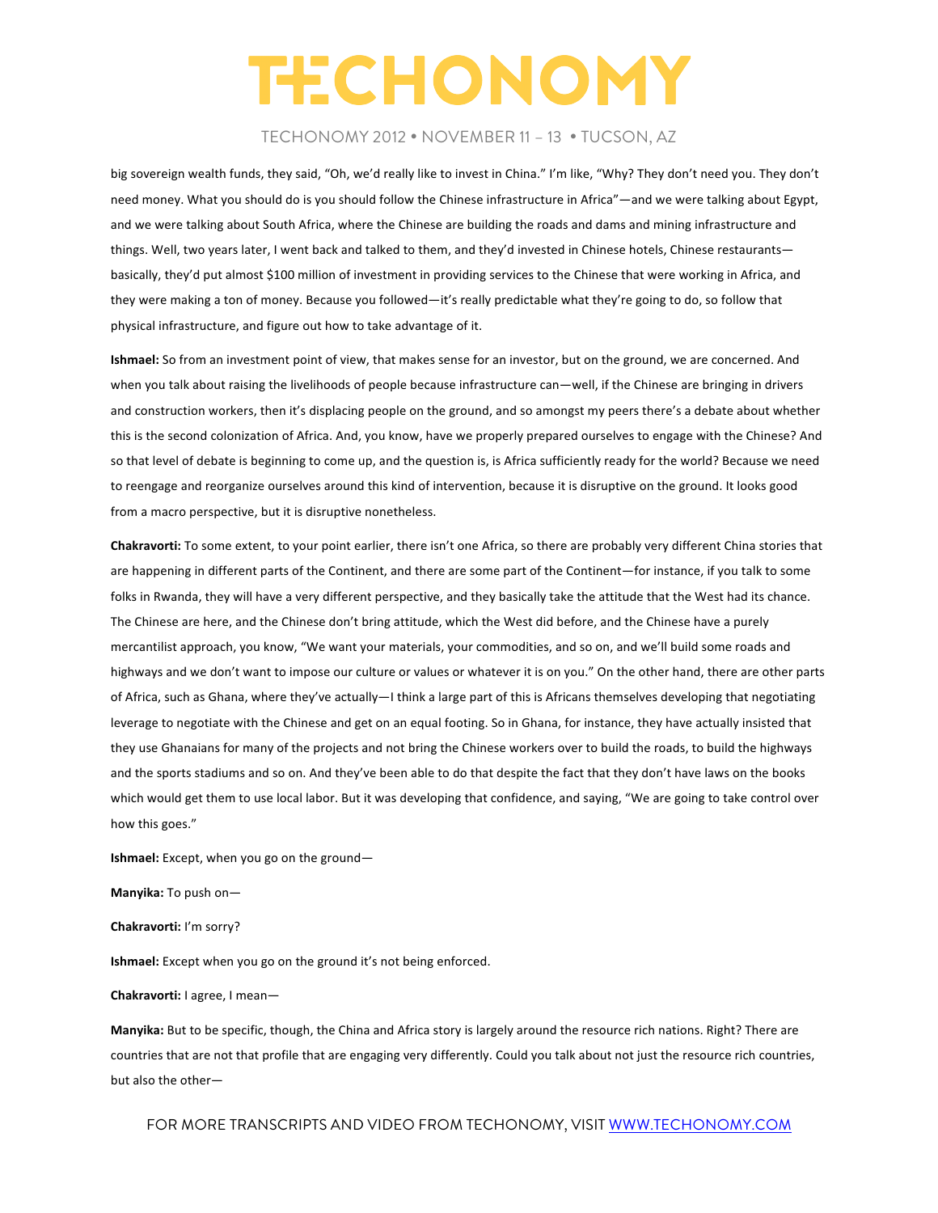big sovereign wealth funds, they said, "Oh, we'd really like to invest in China." I'm like, "Why? They don't need you. They don't need money. What you should do is you should follow the Chinese infrastructure in Africa"—and we were talking about Egypt, and we were talking about South Africa, where the Chinese are building the roads and dams and mining infrastructure and things. Well, two years later, I went back and talked to them, and they'd invested in Chinese hotels, Chinese restaurants—basically, they'd put almost $100 million of investment in providing services to the Chinese that were working in Africa, and they were making a ton of money. Because you followed—it's really predictable what they're going to do, so follow that physical infrastructure, and figure out how to take advantage of it.

**Ishmael:** So from an investment point of view, that makes sense for an investor, but on the ground, we are concerned. And when you talk about raising the livelihoods of people because infrastructure can—well, if the Chinese are bringing in drivers and construction workers, then it's displacing people on the ground, and so amongst my peers there's a debate about whether this is the second colonization of Africa. And, you know, have we properly prepared ourselves to engage with the Chinese? And so that level of debate is beginning to come up, and the question is, is Africa sufficiently ready for the world? Because we need to reengage and reorganize ourselves around this kind of intervention, because it is disruptive on the ground. It looks good from a macro perspective, but it is disruptive nonetheless.

**Chakravorti:** To some extent, to your point earlier, there isn't one Africa, so there are probably very different China stories that are happening in different parts of the Continent, and there are some part of the Continent—for instance, if you talk to some folks in Rwanda, they will have a very different perspective, and they basically take the attitude that the West had its chance. The Chinese are here, and the Chinese don't bring attitude, which the West did before, and the Chinese have a purely mercantilist approach, you know, "We want your materials, your commodities, and so on, and we'll build some roads and highways and we don't want to impose our culture or values or whatever it is on you." On the other hand, there are other parts of Africa, such as Ghana, where they've actually—I think a large part of this is Africans themselves developing that negotiating leverage to negotiate with the Chinese and get on an equal footing. So in Ghana, for instance, they have actually insisted that they use Ghanaians for many of the projects and not bring the Chinese workers over to build the roads, to build the highways and the sports stadiums and so on. And they've been able to do that despite the fact that they don't have laws on the books which would get them to use local labor. But it was developing that confidence, and saying, "We are going to take control over how this goes."

**Ishmael:** Except, when you go on the ground—

**Manyika:** To push on—

**Chakravorti:** I'm sorry?

**Ishmael:** Except when you go on the ground it's not being enforced.

**Chakravorti:** I agree, I mean—

**Manyika:** But to be specific, though, the China and Africa story is largely around the resource rich nations. Right? There are countries that are not that profile that are engaging very differently. Could you talk about not just the resource rich countries, but also the other—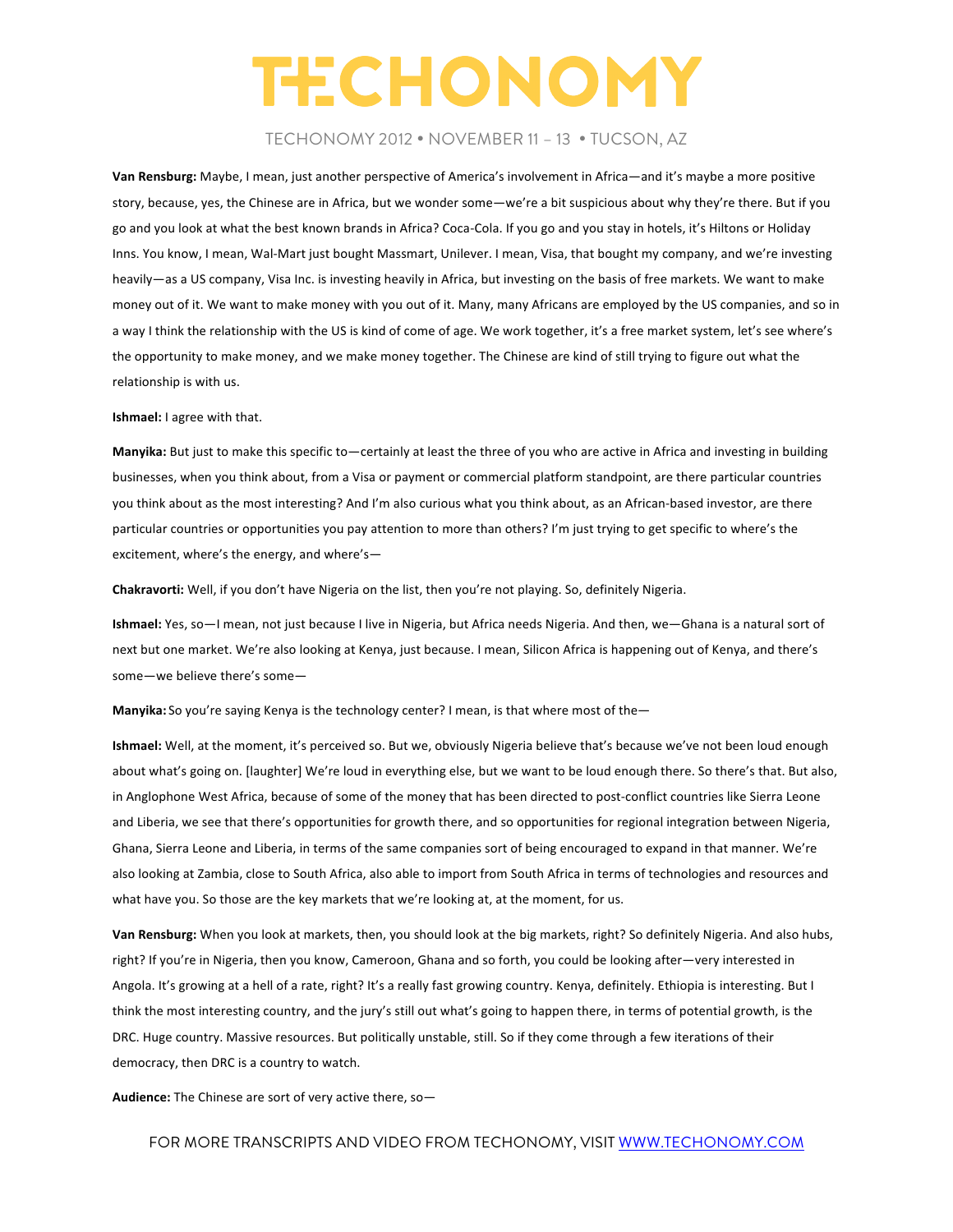**Van Rensburg:** Maybe, I mean, just another perspective of America's involvement in Africa—and it's maybe a more positive story, because, yes, the Chinese are in Africa, but we wonder some—we're a bit suspicious about why they're there. But if you go and you look at what the best known brands in Africa? Coca-Cola. If you go and you stay in hotels, it's Hiltons or Holiday Inns. You know, I mean, Wal-Mart just bought Massmart, Unilever. I mean, Visa, that bought my company, and we're investing heavily—as a US company, Visa Inc. is investing heavily in Africa, but investing on the basis of free markets. We want to make money out of it. We want to make money with you out of it. Many, many Africans are employed by the US companies, and so in a way I think the relationship with the US is kind of come of age. We work together, it's a free market system, let's see where's the opportunity to make money, and we make money together. The Chinese are kind of still trying to figure out what the relationship is with us.

**Ishmael:** I agree with that.

**Manyika:** But just to make this specific to—certainly at least the three of you who are active in Africa and investing in building businesses, when you think about, from a Visa or payment or commercial platform standpoint, are there particular countries you think about as the most interesting? And I'm also curious what you think about, as an African-based investor, are there particular countries or opportunities you pay attention to more than others? I'm just trying to get specific to where's the excitement, where's the energy, and where's—

**Chakravorti:** Well, if you don't have Nigeria on the list, then you're not playing. So, definitely Nigeria.

**Ishmael:** Yes, so—I mean, not just because I live in Nigeria, but Africa needs Nigeria. And then, we—Ghana is a natural sort of next but one market. We're also looking at Kenya, just because. I mean, Silicon Africa is happening out of Kenya, and there's some—we believe there's some—

**Manyika:** So you're saying Kenya is the technology center? I mean, is that where most of the—

**Ishmael:** Well, at the moment, it's perceived so. But we, obviously Nigeria believe that's because we've not been loud enough about what's going on. [laughter] We're loud in everything else, but we want to be loud enough there. So there's that. But also, in Anglophone West Africa, because of some of the money that has been directed to post-conflict countries like Sierra Leone and Liberia, we see that there's opportunities for growth there, and so opportunities for regional integration between Nigeria, Ghana, Sierra Leone and Liberia, in terms of the same companies sort of being encouraged to expand in that manner. We're also looking at Zambia, close to South Africa, also able to import from South Africa in terms of technologies and resources and what have you. So those are the key markets that we're looking at, at the moment, for us.

**Van Rensburg:** When you look at markets, then, you should look at the big markets, right? So definitely Nigeria. And also hubs, right? If you're in Nigeria, then you know, Cameroon, Ghana and so forth, you could be looking after—very interested in Angola. It's growing at a hell of a rate, right? It's a really fast growing country. Kenya, definitely. Ethiopia is interesting. But I think the most interesting country, and the jury's still out what's going to happen there, in terms of potential growth, is the DRC. Huge country. Massive resources. But politically unstable, still. So if they come through a few iterations of their democracy, then DRC is a country to watch.

**Audience:** The Chinese are sort of very active there, so—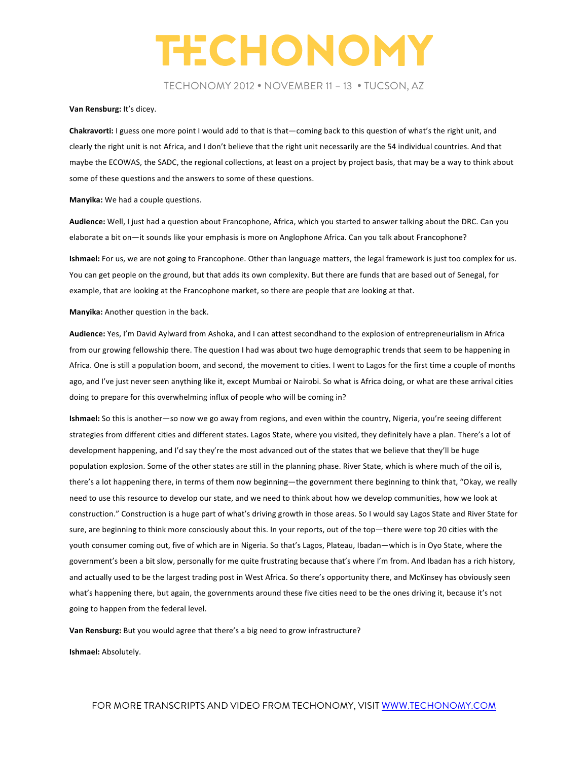**Van Rensburg:** It's dicey.

**Chakravorti:** I guess one more point I would add to that is that—coming back to this question of what's the right unit, and clearly the right unit is not Africa, and I don't believe that the right unit necessarily are the 54 individual countries. And that maybe the ECOWAS, the SADC, the regional collections, at least on a project by project basis, that may be a way to think about some of these questions and the answers to some of these questions.

**Manyika:** We had a couple questions.

**Audience:** Well, I just had a question about Francophone, Africa, which you started to answer talking about the DRC. Can you elaborate a bit on—it sounds like your emphasis is more on Anglophone Africa. Can you talk about Francophone?

**Ishmael:** For us, we are not going to Francophone. Other than language matters, the legal framework is just too complex for us. You can get people on the ground, but that adds its own complexity. But there are funds that are based out of Senegal, for example, that are looking at the Francophone market, so there are people that are looking at that.

**Manyika:** Another question in the back.

**Audience:** Yes, I'm David Aylward from Ashoka, and I can attest secondhand to the explosion of entrepreneurialism in Africa from our growing fellowship there. The question I had was about two huge demographic trends that seem to be happening in Africa. One is still a population boom, and second, the movement to cities. I went to Lagos for the first time a couple of months ago, and I've just never seen anything like it, except Mumbai or Nairobi. So what is Africa doing, or what are these arrival cities doing to prepare for this overwhelming influx of people who will be coming in?

**Ishmael:** So this is another—so now we go away from regions, and even within the country, Nigeria, you're seeing different strategies from different cities and different states. Lagos State, where you visited, they definitely have a plan. There's a lot of development happening, and I'd say they're the most advanced out of the states that we believe that they'll be huge population explosion. Some of the other states are still in the planning phase. River State, which is where much of the oil is, there's a lot happening there, in terms of them now beginning—the government there beginning to think that, "Okay, we really need to use this resource to develop our state, and we need to think about how we develop communities, how we look at construction." Construction is a huge part of what's driving growth in those areas. So I would say Lagos State and River State for sure, are beginning to think more consciously about this. In your reports, out of the top—there were top 20 cities with the youth consumer coming out, five of which are in Nigeria. So that's Lagos, Plateau, Ibadan—which is in Oyo State, where the government's been a bit slow, personally for me quite frustrating because that's where I'm from. And Ibadan has a rich history, and actually used to be the largest trading post in West Africa. So there's opportunity there, and McKinsey has obviously seen what's happening there, but again, the governments around these five cities need to be the ones driving it, because it's not going to happen from the federal level.

**Van Rensburg:** But you would agree that there's a big need to grow infrastructure?

**Ishmael:** Absolutely.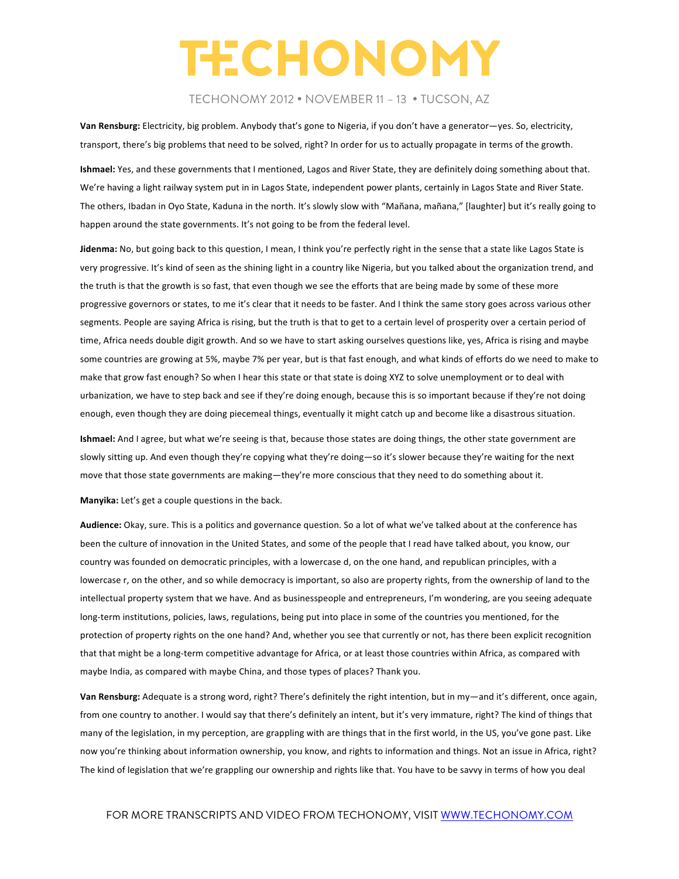**Van Rensburg:** Electricity, big problem. Anybody that's gone to Nigeria, if you don't have a generator—yes. So, electricity, transport, there's big problems that need to be solved, right? In order for us to actually propagate in terms of the growth.

**Ishmael:** Yes, and these governments that I mentioned, Lagos and River State, they are definitely doing something about that. We're having a light railway system put in in Lagos State, independent power plants, certainly in Lagos State and River State. The others, Ibadan in Oyo State, Kaduna in the north. It's slowly slow with "Mañana, mañana," [laughter] but it's really going to happen around the state governments. It's not going to be from the federal level.

**Jidenma:** No, but going back to this question, I mean, I think you're perfectly right in the sense that a state like Lagos State is very progressive. It's kind of seen as the shining light in a country like Nigeria, but you talked about the organization trend, and the truth is that the growth is so fast, that even though we see the efforts that are being made by some of these more progressive governors or states, to me it's clear that it needs to be faster. And I think the same story goes across various other segments. People are saying Africa is rising, but the truth is that to get to a certain level of prosperity over a certain period of time, Africa needs double digit growth. And so we have to start asking ourselves questions like, yes, Africa is rising and maybe some countries are growing at 5%, maybe 7% per year, but is that fast enough, and what kinds of efforts do we need to make to make that grow fast enough? So when I hear this state or that state is doing XYZ to solve unemployment or to deal with urbanization, we have to step back and see if they're doing enough, because this is so important because if they're not doing enough, even though they are doing piecemeal things, eventually it might catch up and become like a disastrous situation.

**Ishmael:** And I agree, but what we're seeing is that, because those states are doing things, the other state government are slowly sitting up. And even though they're copying what they're doing—so it's slower because they're waiting for the next move that those state governments are making—they're more conscious that they need to do something about it.

**Manyika:** Let's get a couple questions in the back.

**Audience:** Okay, sure. This is a politics and governance question. So a lot of what we've talked about at the conference has been the culture of innovation in the United States, and some of the people that I read have talked about, you know, our country was founded on democratic principles, with a lowercase d, on the one hand, and republican principles, with a lowercase r, on the other, and so while democracy is important, so also are property rights, from the ownership of land to the intellectual property system that we have. And as businesspeople and entrepreneurs, I'm wondering, are you seeing adequate long-term institutions, policies, laws, regulations, being put into place in some of the countries you mentioned, for the protection of property rights on the one hand? And, whether you see that currently or not, has there been explicit recognition that that might be a long-term competitive advantage for Africa, or at least those countries within Africa, as compared with maybe India, as compared with maybe China, and those types of places? Thank you.

**Van Rensburg:** Adequate is a strong word, right? There's definitely the right intention, but in my—and it's different, once again, from one country to another. I would say that there's definitely an intent, but it's very immature, right? The kind of things that many of the legislation, in my perception, are grappling with are things that in the first world, in the US, you've gone past. Like now you're thinking about information ownership, you know, and rights to information and things. Not an issue in Africa, right? The kind of legislation that we're grappling our ownership and rights like that. You have to be savvy in terms of how you deal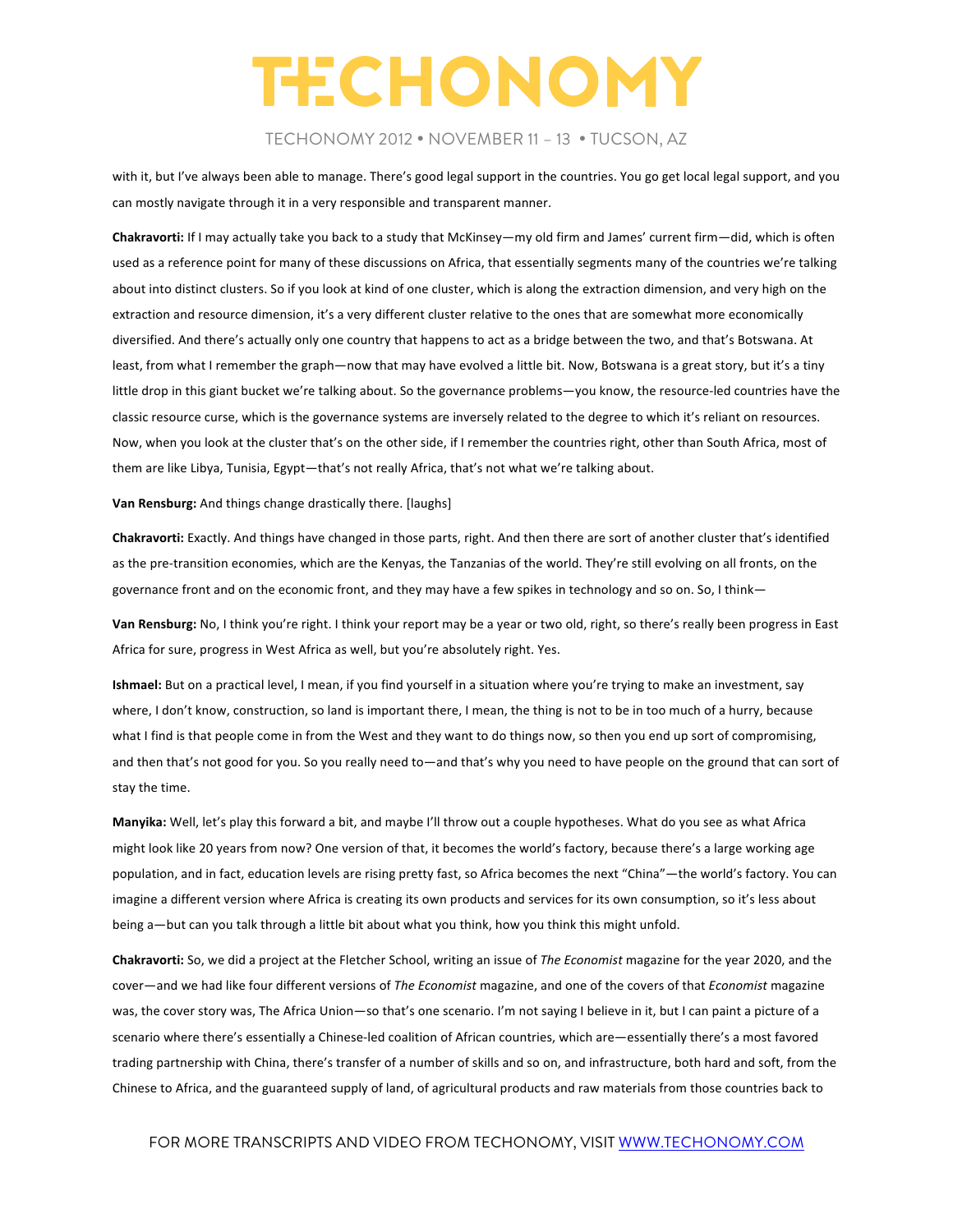with it, but I've always been able to manage. There's good legal support in the countries. You go get local legal support, and you can mostly navigate through it in a very responsible and transparent manner.

**Chakravorti:** If I may actually take you back to a study that McKinsey—my old firm and James' current firm—did, which is often used as a reference point for many of these discussions on Africa, that essentially segments many of the countries we're talking about into distinct clusters. So if you look at kind of one cluster, which is along the extraction dimension, and very high on the extraction and resource dimension, it's a very different cluster relative to the ones that are somewhat more economically diversified. And there's actually only one country that happens to act as a bridge between the two, and that's Botswana. At least, from what I remember the graph—now that may have evolved a little bit. Now, Botswana is a great story, but it's a tiny little drop in this giant bucket we're talking about. So the governance problems—you know, the resource-led countries have the classic resource curse, which is the governance systems are inversely related to the degree to which it's reliant on resources. Now, when you look at the cluster that's on the other side, if I remember the countries right, other than South Africa, most of them are like Libya, Tunisia, Egypt—that's not really Africa, that's not what we're talking about.

**Van Rensburg:** And things change drastically there. [laughs]

**Chakravorti:** Exactly. And things have changed in those parts, right. And then there are sort of another cluster that's identified as the pre-transition economies, which are the Kenyas, the Tanzanias of the world. They're still evolving on all fronts, on the governance front and on the economic front, and they may have a few spikes in technology and so on. So, I think—

**Van Rensburg:** No, I think you're right. I think your report may be a year or two old, right, so there's really been progress in East Africa for sure, progress in West Africa as well, but you're absolutely right. Yes.

**Ishmael:** But on a practical level, I mean, if you find yourself in a situation where you're trying to make an investment, say where, I don't know, construction, so land is important there, I mean, the thing is not to be in too much of a hurry, because what I find is that people come in from the West and they want to do things now, so then you end up sort of compromising, and then that's not good for you. So you really need to—and that's why you need to have people on the ground that can sort of stay the time.

**Manyika:** Well, let's play this forward a bit, and maybe I'll throw out a couple hypotheses. What do you see as what Africa might look like 20 years from now? One version of that, it becomes the world's factory, because there's a large working age population, and in fact, education levels are rising pretty fast, so Africa becomes the next "China"—the world's factory. You can imagine a different version where Africa is creating its own products and services for its own consumption, so it's less about being a—but can you talk through a little bit about what you think, how you think this might unfold.

**Chakravorti:** So, we did a project at the Fletcher School, writing an issue of *The Economist* magazine for the year 2020, and the cover—and we had like four different versions of *The Economist* magazine, and one of the covers of that *Economist* magazine was, the cover story was, The Africa Union—so that's one scenario. I'm not saying I believe in it, but I can paint a picture of a scenario where there's essentially a Chinese-led coalition of African countries, which are—essentially there's a most favored trading partnership with China, there's transfer of a number of skills and so on, and infrastructure, both hard and soft, from the Chinese to Africa, and the guaranteed supply of land, of agricultural products and raw materials from those countries back to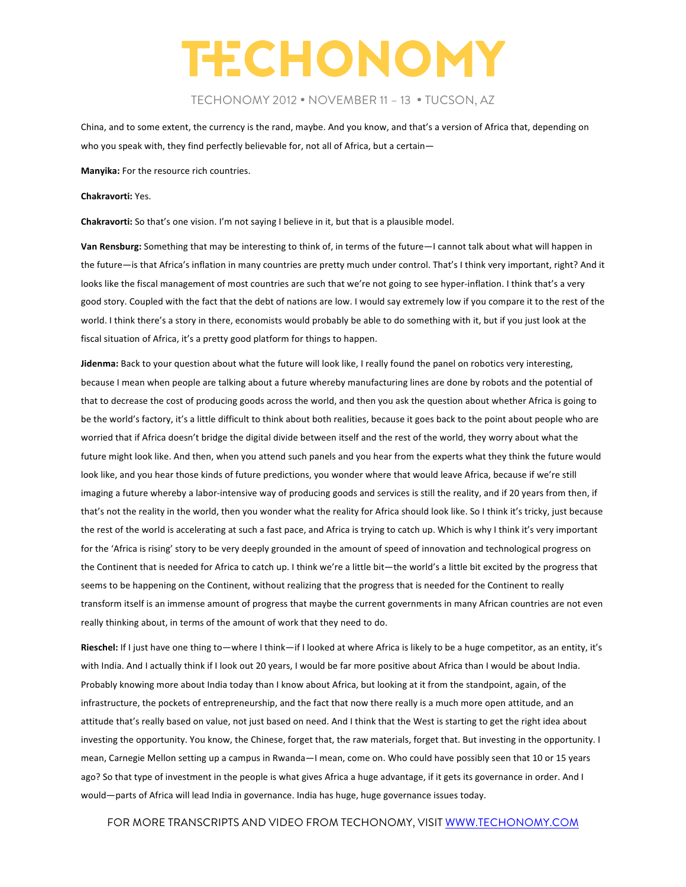China, and to some extent, the currency is the rand, maybe. And you know, and that's a version of Africa that, depending on who you speak with, they find perfectly believable for, not all of Africa, but a certain—

**Manyika:** For the resource rich countries.

**Chakravorti:** Yes.

**Chakravorti:** So that's one vision. I'm not saying I believe in it, but that is a plausible model.

**Van Rensburg:** Something that may be interesting to think of, in terms of the future—I cannot talk about what will happen in the future—is that Africa's inflation in many countries are pretty much under control. That's I think very important, right? And it looks like the fiscal management of most countries are such that we're not going to see hyper-inflation. I think that's a very good story. Coupled with the fact that the debt of nations are low. I would say extremely low if you compare it to the rest of the world. I think there's a story in there, economists would probably be able to do something with it, but if you just look at the fiscal situation of Africa, it's a pretty good platform for things to happen.

**Jidenma:** Back to your question about what the future will look like, I really found the panel on robotics very interesting, because I mean when people are talking about a future whereby manufacturing lines are done by robots and the potential of that to decrease the cost of producing goods across the world, and then you ask the question about whether Africa is going to be the world's factory, it's a little difficult to think about both realities, because it goes back to the point about people who are worried that if Africa doesn't bridge the digital divide between itself and the rest of the world, they worry about what the future might look like. And then, when you attend such panels and you hear from the experts what they think the future would look like, and you hear those kinds of future predictions, you wonder where that would leave Africa, because if we're still imaging a future whereby a labor-intensive way of producing goods and services is still the reality, and if 20 years from then, if that's not the reality in the world, then you wonder what the reality for Africa should look like. So I think it's tricky, just because the rest of the world is accelerating at such a fast pace, and Africa is trying to catch up. Which is why I think it's very important for the 'Africa is rising' story to be very deeply grounded in the amount of speed of innovation and technological progress on the Continent that is needed for Africa to catch up. I think we're a little bit—the world's a little bit excited by the progress that seems to be happening on the Continent, without realizing that the progress that is needed for the Continent to really transform itself is an immense amount of progress that maybe the current governments in many African countries are not even really thinking about, in terms of the amount of work that they need to do.

**Rieschel:** If I just have one thing to—where I think—if I looked at where Africa is likely to be a huge competitor, as an entity, it's with India. And I actually think if I look out 20 years, I would be far more positive about Africa than I would be about India. Probably knowing more about India today than I know about Africa, but looking at it from the standpoint, again, of the infrastructure, the pockets of entrepreneurship, and the fact that now there really is a much more open attitude, and an attitude that's really based on value, not just based on need. And I think that the West is starting to get the right idea about investing the opportunity. You know, the Chinese, forget that, the raw materials, forget that. But investing in the opportunity. I mean, Carnegie Mellon setting up a campus in Rwanda—I mean, come on. Who could have possibly seen that 10 or 15 years ago? So that type of investment in the people is what gives Africa a huge advantage, if it gets its governance in order. And I would—parts of Africa will lead India in governance. India has huge, huge governance issues today.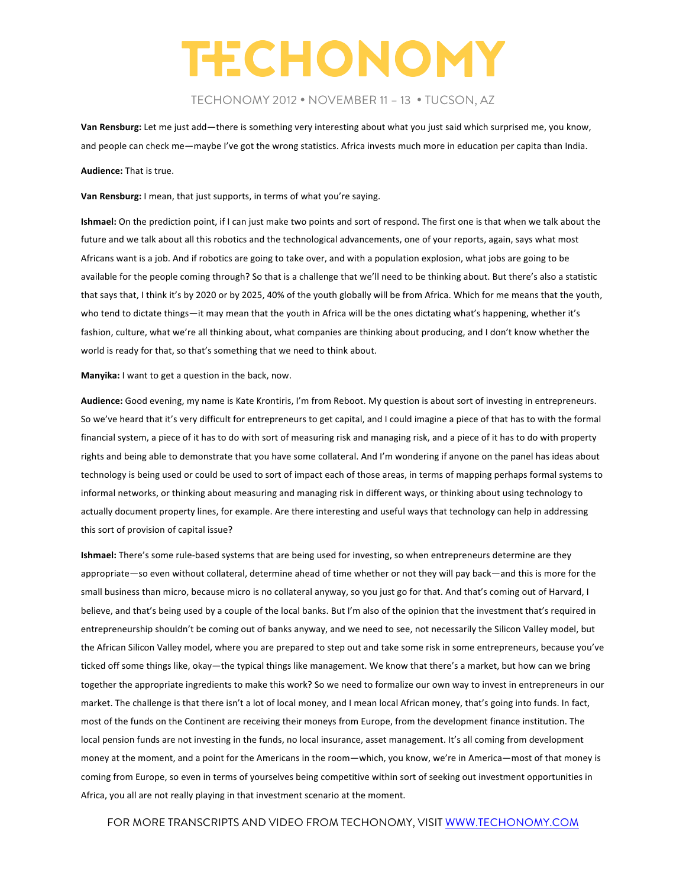**Van Rensburg:** Let me just add—there is something very interesting about what you just said which surprised me, you know, and people can check me—maybe I've got the wrong statistics. Africa invests much more in education per capita than India.

**Audience:** That is true.

**Van Rensburg:** I mean, that just supports, in terms of what you're saying.

**Ishmael:** On the prediction point, if I can just make two points and sort of respond. The first one is that when we talk about the future and we talk about all this robotics and the technological advancements, one of your reports, again, says what most Africans want is a job. And if robotics are going to take over, and with a population explosion, what jobs are going to be available for the people coming through? So that is a challenge that we'll need to be thinking about. But there's also a statistic that says that, I think it's by 2020 or by 2025, 40% of the youth globally will be from Africa. Which for me means that the youth, who tend to dictate things—it may mean that the youth in Africa will be the ones dictating what's happening, whether it's fashion, culture, what we're all thinking about, what companies are thinking about producing, and I don't know whether the world is ready for that, so that's something that we need to think about.

**Manyika:** I want to get a question in the back, now.

**Audience:** Good evening, my name is Kate Krontiris, I'm from Reboot. My question is about sort of investing in entrepreneurs. So we've heard that it's very difficult for entrepreneurs to get capital, and I could imagine a piece of that has to with the formal financial system, a piece of it has to do with sort of measuring risk and managing risk, and a piece of it has to do with property rights and being able to demonstrate that you have some collateral. And I'm wondering if anyone on the panel has ideas about technology is being used or could be used to sort of impact each of those areas, in terms of mapping perhaps formal systems to informal networks, or thinking about measuring and managing risk in different ways, or thinking about using technology to actually document property lines, for example. Are there interesting and useful ways that technology can help in addressing this sort of provision of capital issue?

**Ishmael:** There's some rule-based systems that are being used for investing, so when entrepreneurs determine are they appropriate—so even without collateral, determine ahead of time whether or not they will pay back—and this is more for the small business than micro, because micro is no collateral anyway, so you just go for that. And that's coming out of Harvard, I believe, and that's being used by a couple of the local banks. But I'm also of the opinion that the investment that's required in entrepreneurship shouldn't be coming out of banks anyway, and we need to see, not necessarily the Silicon Valley model, but the African Silicon Valley model, where you are prepared to step out and take some risk in some entrepreneurs, because you've ticked off some things like, okay—the typical things like management. We know that there's a market, but how can we bring together the appropriate ingredients to make this work? So we need to formalize our own way to invest in entrepreneurs in our market. The challenge is that there isn't a lot of local money, and I mean local African money, that's going into funds. In fact, most of the funds on the Continent are receiving their moneys from Europe, from the development finance institution. The local pension funds are not investing in the funds, no local insurance, asset management. It's all coming from development money at the moment, and a point for the Americans in the room—which, you know, we're in America—most of that money is coming from Europe, so even in terms of yourselves being competitive within sort of seeking out investment opportunities in Africa, you all are not really playing in that investment scenario at the moment.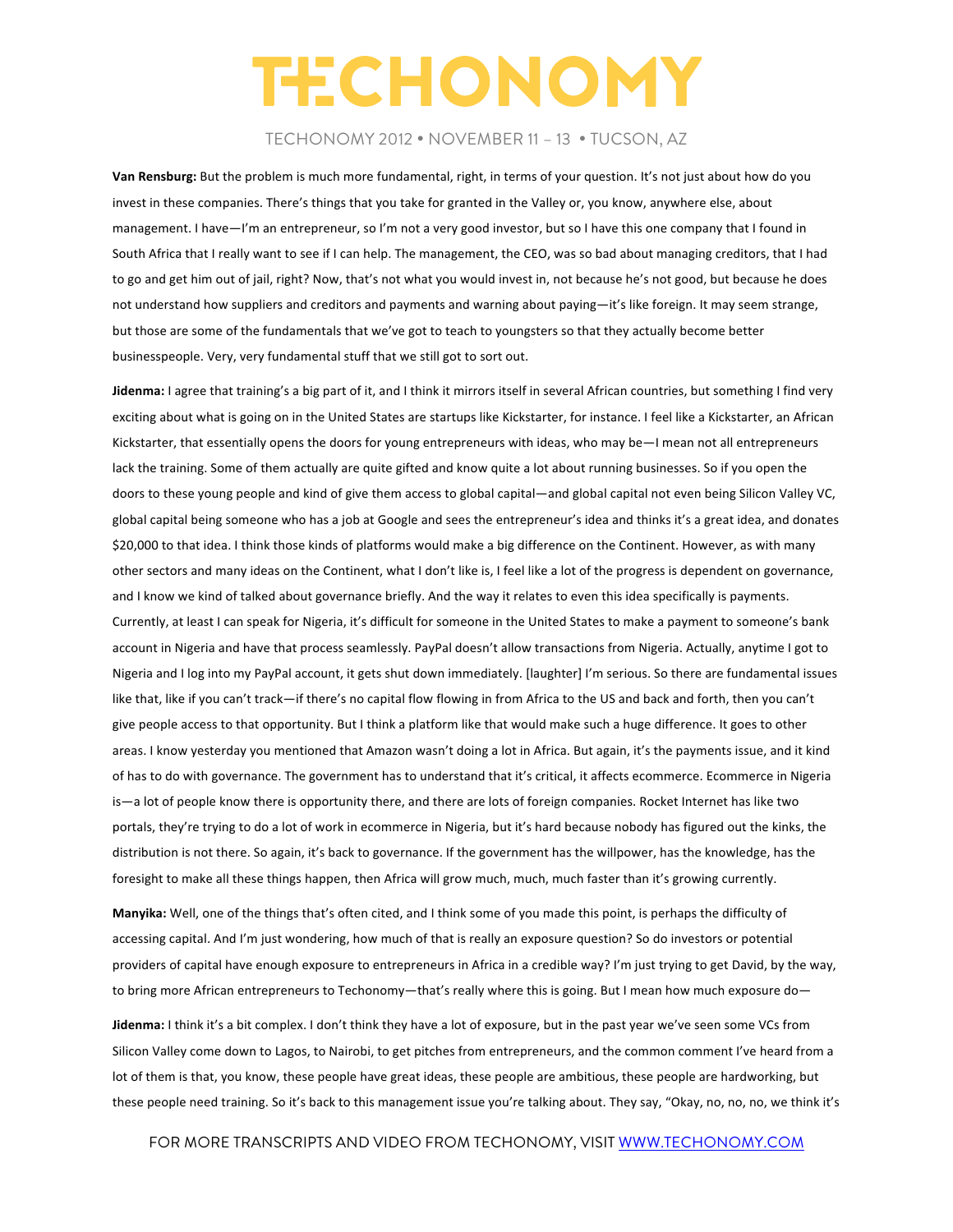**Van Rensburg:** But the problem is much more fundamental, right, in terms of your question. It's not just about how do you invest in these companies. There's things that you take for granted in the Valley or, you know, anywhere else, about management. I have—I'm an entrepreneur, so I'm not a very good investor, but so I have this one company that I found in South Africa that I really want to see if I can help. The management, the CEO, was so bad about managing creditors, that I had to go and get him out of jail, right? Now, that's not what you would invest in, not because he's not good, but because he does not understand how suppliers and creditors and payments and warning about paying—it's like foreign. It may seem strange, but those are some of the fundamentals that we've got to teach to youngsters so that they actually become better businesspeople. Very, very fundamental stuff that we still got to sort out.

**Jidenma:** I agree that training's a big part of it, and I think it mirrors itself in several African countries, but something I find very exciting about what is going on in the United States are startups like Kickstarter, for instance. I feel like a Kickstarter, an African Kickstarter, that essentially opens the doors for young entrepreneurs with ideas, who may be—I mean not all entrepreneurs lack the training. Some of them actually are quite gifted and know quite a lot about running businesses. So if you open the doors to these young people and kind of give them access to global capital—and global capital not even being Silicon Valley VC, global capital being someone who has a job at Google and sees the entrepreneur's idea and thinks it's a great idea, and donates $20,000 to that idea. I think those kinds of platforms would make a big difference on the Continent. However, as with many other sectors and many ideas on the Continent, what I don't like is, I feel like a lot of the progress is dependent on governance, and I know we kind of talked about governance briefly. And the way it relates to even this idea specifically is payments. Currently, at least I can speak for Nigeria, it's difficult for someone in the United States to make a payment to someone's bank account in Nigeria and have that process seamlessly. PayPal doesn't allow transactions from Nigeria. Actually, anytime I got to Nigeria and I log into my PayPal account, it gets shut down immediately. [laughter] I'm serious. So there are fundamental issues like that, like if you can't track—if there's no capital flow flowing in from Africa to the US and back and forth, then you can't give people access to that opportunity. But I think a platform like that would make such a huge difference. It goes to other areas. I know yesterday you mentioned that Amazon wasn't doing a lot in Africa. But again, it's the payments issue, and it kind of has to do with governance. The government has to understand that it's critical, it affects ecommerce. Ecommerce in Nigeria is—a lot of people know there is opportunity there, and there are lots of foreign companies. Rocket Internet has like two portals, they're trying to do a lot of work in ecommerce in Nigeria, but it's hard because nobody has figured out the kinks, the distribution is not there. So again, it's back to governance. If the government has the willpower, has the knowledge, has the foresight to make all these things happen, then Africa will grow much, much, much faster than it's growing currently.

**Manyika:** Well, one of the things that's often cited, and I think some of you made this point, is perhaps the difficulty of accessing capital. And I'm just wondering, how much of that is really an exposure question? So do investors or potential providers of capital have enough exposure to entrepreneurs in Africa in a credible way? I'm just trying to get David, by the way, to bring more African entrepreneurs to Techonomy—that's really where this is going. But I mean how much exposure do—

**Jidenma:** I think it's a bit complex. I don't think they have a lot of exposure, but in the past year we've seen some VCs from Silicon Valley come down to Lagos, to Nairobi, to get pitches from entrepreneurs, and the common comment I've heard from a lot of them is that, you know, these people have great ideas, these people are ambitious, these people are hardworking, but these people need training. So it's back to this management issue you're talking about. They say, "Okay, no, no, no, we think it's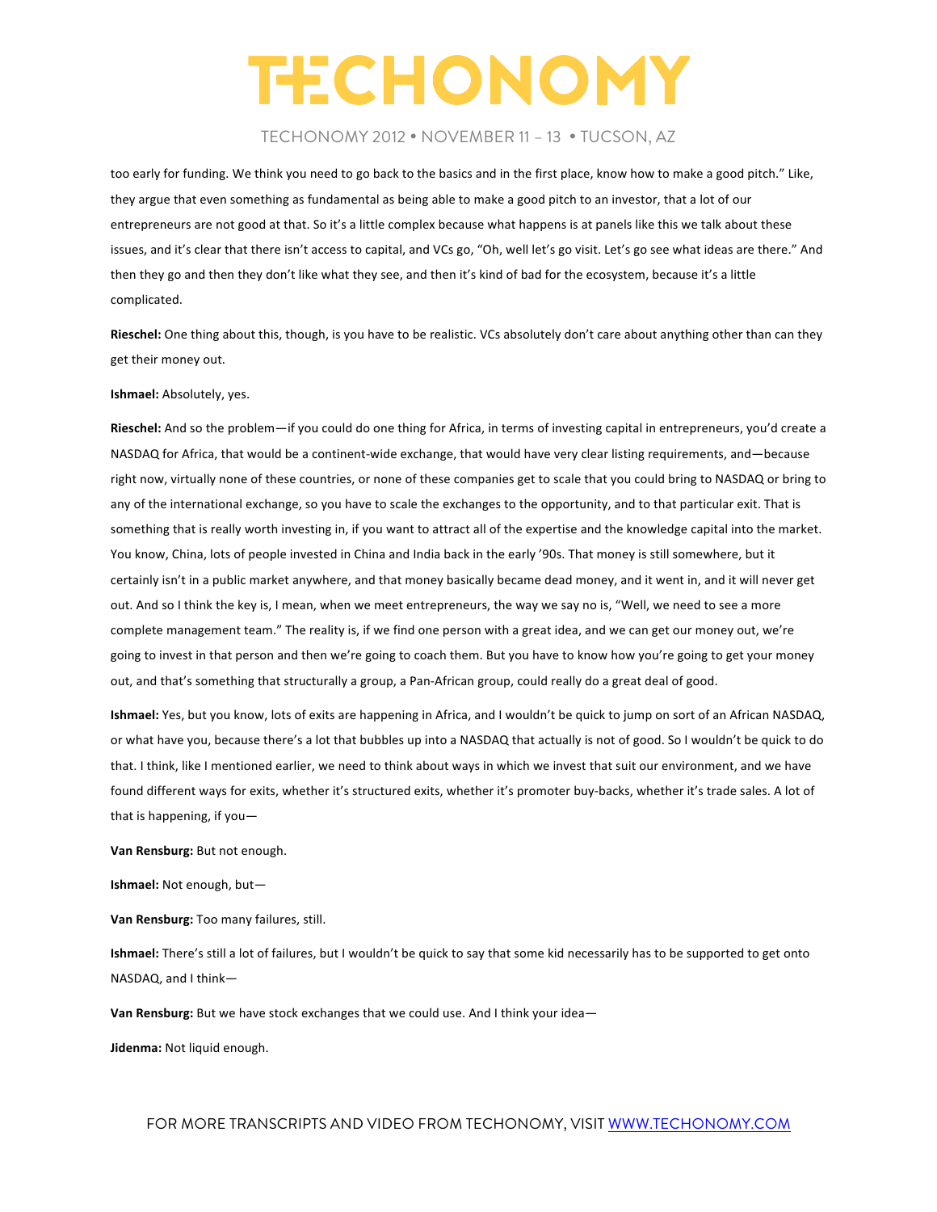too early for funding. We think you need to go back to the basics and in the first place, know how to make a good pitch." Like, they argue that even something as fundamental as being able to make a good pitch to an investor, that a lot of our entrepreneurs are not good at that. So it's a little complex because what happens is at panels like this we talk about these issues, and it's clear that there isn't access to capital, and VCs go, "Oh, well let's go visit. Let's go see what ideas are there." And then they go and then they don't like what they see, and then it's kind of bad for the ecosystem, because it's a little complicated.

**Rieschel:** One thing about this, though, is you have to be realistic. VCs absolutely don't care about anything other than can they get their money out.

**Ishmael:** Absolutely, yes.

**Rieschel:** And so the problem—if you could do one thing for Africa, in terms of investing capital in entrepreneurs, you'd create a NASDAQ for Africa, that would be a continent-wide exchange, that would have very clear listing requirements, and—because right now, virtually none of these countries, or none of these companies get to scale that you could bring to NASDAQ or bring to any of the international exchange, so you have to scale the exchanges to the opportunity, and to that particular exit. That is something that is really worth investing in, if you want to attract all of the expertise and the knowledge capital into the market. You know, China, lots of people invested in China and India back in the early '90s. That money is still somewhere, but it certainly isn't in a public market anywhere, and that money basically became dead money, and it went in, and it will never get out. And so I think the key is, I mean, when we meet entrepreneurs, the way we say no is, "Well, we need to see a more complete management team." The reality is, if we find one person with a great idea, and we can get our money out, we're going to invest in that person and then we're going to coach them. But you have to know how you're going to get your money out, and that's something that structurally a group, a Pan-African group, could really do a great deal of good.

**Ishmael:** Yes, but you know, lots of exits are happening in Africa, and I wouldn't be quick to jump on sort of an African NASDAQ, or what have you, because there's a lot that bubbles up into a NASDAQ that actually is not of good. So I wouldn't be quick to do that. I think, like I mentioned earlier, we need to think about ways in which we invest that suit our environment, and we have found different ways for exits, whether it's structured exits, whether it's promoter buy-backs, whether it's trade sales. A lot of that is happening, if you—

**Van Rensburg:** But not enough.

**Ishmael:** Not enough, but—

**Van Rensburg:** Too many failures, still.

**Ishmael:** There's still a lot of failures, but I wouldn't be quick to say that some kid necessarily has to be supported to get onto NASDAQ, and I think—

**Van Rensburg:** But we have stock exchanges that we could use. And I think your idea—

**Jidenma:** Not liquid enough.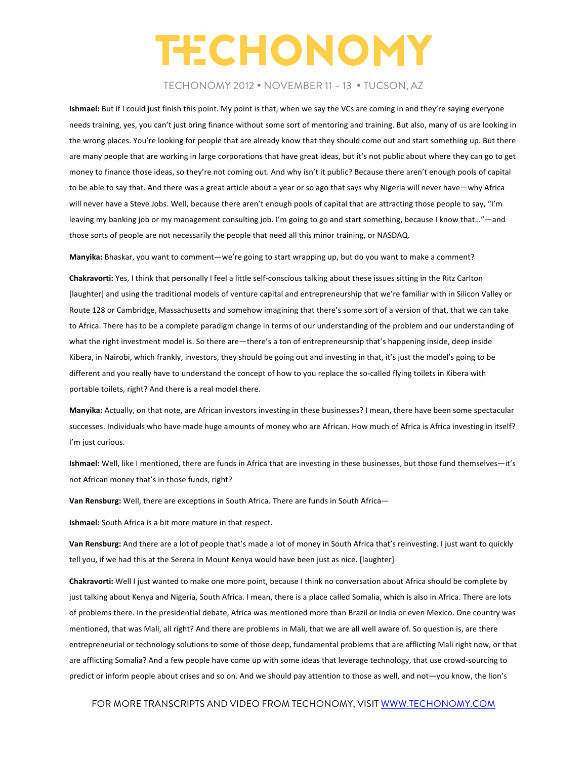**Ishmael:** But if I could just finish this point. My point is that, when we say the VCs are coming in and they're saying everyone needs training, yes, you can't just bring finance without some sort of mentoring and training. But also, many of us are looking in the wrong places. You're looking for people that are already know that they should come out and start something up. But there are many people that are working in large corporations that have great ideas, but it's not public about where they can go to get money to finance those ideas, so they're not coming out. And why isn't it public? Because there aren't enough pools of capital to be able to say that. And there was a great article about a year or so ago that says why Nigeria will never have—why Africa will never have a Steve Jobs. Well, because there aren't enough pools of capital that are attracting those people to say, "I'm leaving my banking job or my management consulting job. I'm going to go and start something, because I know that…"—and those sorts of people are not necessarily the people that need all this minor training, or NASDAQ.

**Manyika:** Bhaskar, you want to comment—we're going to start wrapping up, but do you want to make a comment?

**Chakravorti:** Yes, I think that personally I feel a little self-conscious talking about these issues sitting in the Ritz Carlton [laughter] and using the traditional models of venture capital and entrepreneurship that we're familiar with in Silicon Valley or Route 128 or Cambridge, Massachusetts and somehow imagining that there's some sort of a version of that, that we can take to Africa. There has to be a complete paradigm change in terms of our understanding of the problem and our understanding of what the right investment model is. So there are—there's a ton of entrepreneurship that's happening inside, deep inside Kibera, in Nairobi, which frankly, investors, they should be going out and investing in that, it's just the model's going to be different and you really have to understand the concept of how to you replace the so-called flying toilets in Kibera with portable toilets, right? And there is a real model there.

**Manyika:** Actually, on that note, are African investors investing in these businesses? I mean, there have been some spectacular successes. Individuals who have made huge amounts of money who are African. How much of Africa is Africa investing in itself? I'm just curious.

**Ishmael:** Well, like I mentioned, there are funds in Africa that are investing in these businesses, but those fund themselves—it's not African money that's in those funds, right?

**Van Rensburg:** Well, there are exceptions in South Africa. There are funds in South Africa—

**Ishmael:** South Africa is a bit more mature in that respect.

**Van Rensburg:** And there are a lot of people that's made a lot of money in South Africa that's reinvesting. I just want to quickly tell you, if we had this at the Serena in Mount Kenya would have been just as nice. [laughter]

**Chakravorti:** Well I just wanted to make one more point, because I think no conversation about Africa should be complete by just talking about Kenya and Nigeria, South Africa. I mean, there is a place called Somalia, which is also in Africa. There are lots of problems there. In the presidential debate, Africa was mentioned more than Brazil or India or even Mexico. One country was mentioned, that was Mali, all right? And there are problems in Mali, that we are all well aware of. So question is, are there entrepreneurial or technology solutions to some of those deep, fundamental problems that are afflicting Mali right now, or that are afflicting Somalia? And a few people have come up with some ideas that leverage technology, that use crowd-sourcing to predict or inform people about crises and so on. And we should pay attention to those as well, and not—you know, the lion's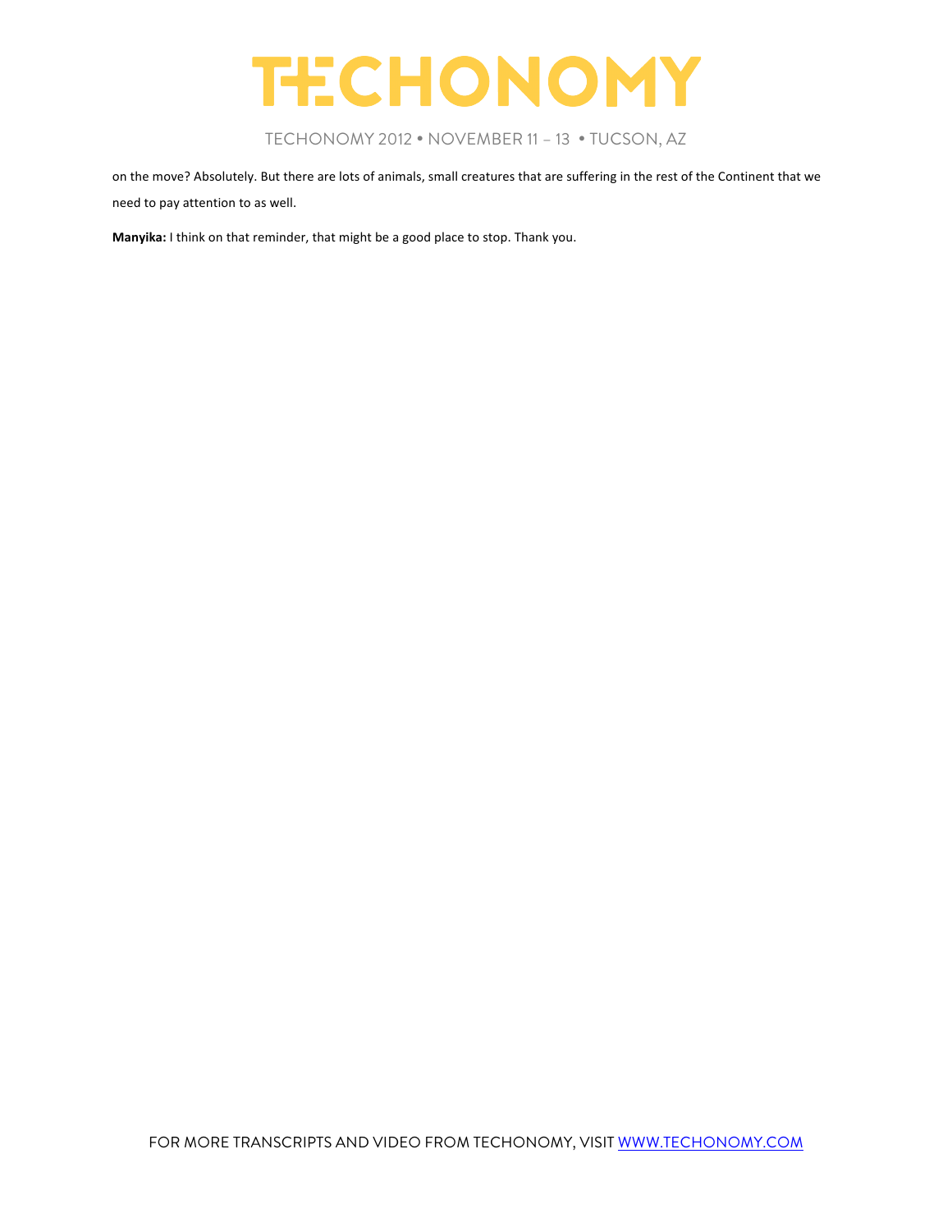on the move? Absolutely. But there are lots of animals, small creatures that are suffering in the rest of the Continent that we need to pay attention to as well.

**Manyika:** I think on that reminder, that might be a good place to stop. Thank you.